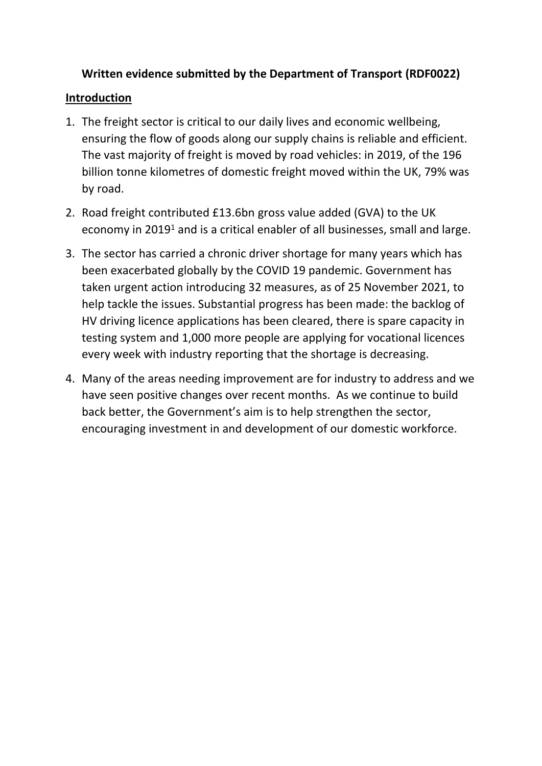**Written evidence submitted by the Department of Transport (RDF0022)**

## Introduction

1. The freight sector is critical to our daily lives and economic wellbeing, ensuring the flow of goods along our supply chains is reliable and efficient. The vast majority of freight is moved by road vehicles: in 2019, of the 196 billion tonne kilometres of domestic freight moved within the UK, 79% was by road.
2. Road freight contributed £13.6bn gross value added (GVA) to the UK economy in 2019[1] and is a critical enabler of all businesses, small and large.
3. The sector has carried a chronic driver shortage for many years which has been exacerbated globally by the COVID 19 pandemic. Government has taken urgent action introducing 32 measures, as of 25 November 2021, to help tackle the issues. Substantial progress has been made: the backlog of HV driving licence applications has been cleared, there is spare capacity in testing system and 1,000 more people are applying for vocational licences every week with industry reporting that the shortage is decreasing.
4. Many of the areas needing improvement are for industry to address and we have seen positive changes over recent months. As we continue to build back better, the Government's aim is to help strengthen the sector, encouraging investment in and development of our domestic workforce.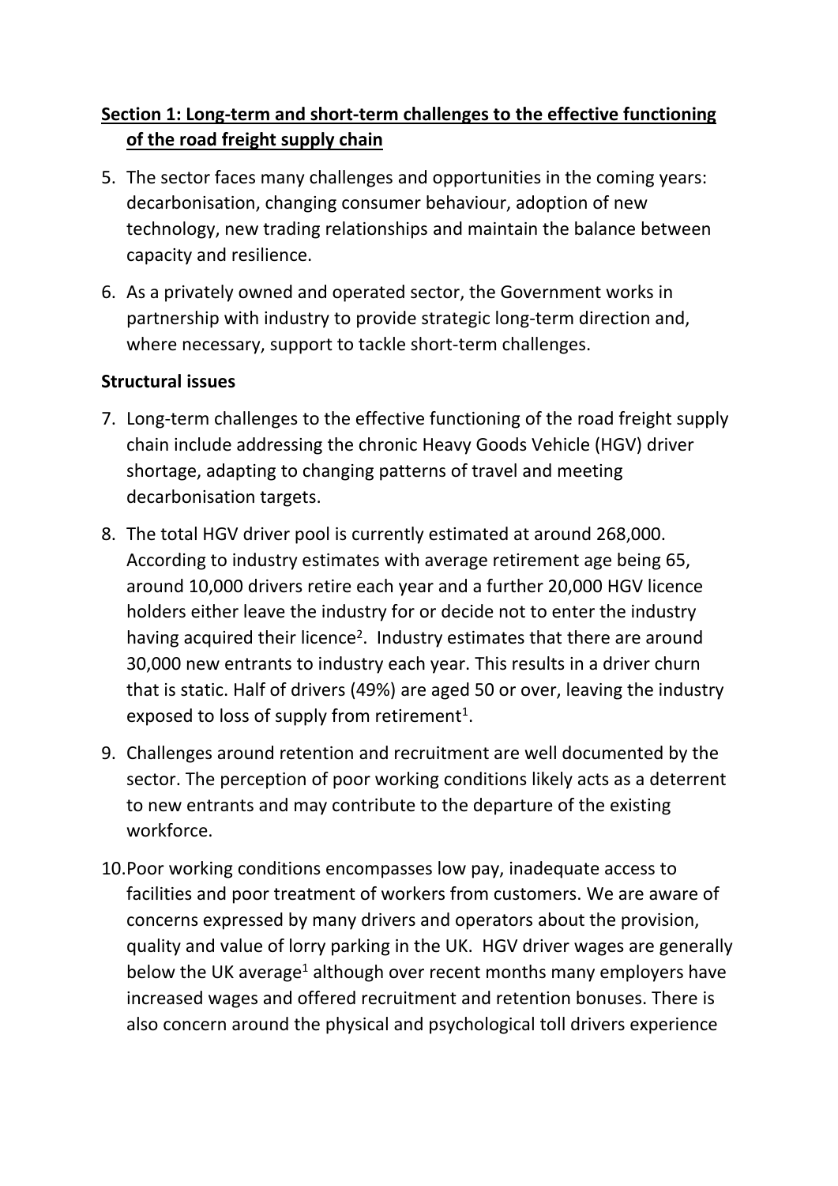## Section 1: Long-term and short-term challenges to the effective functioning of the road freight supply chain

5. The sector faces many challenges and opportunities in the coming years: decarbonisation, changing consumer behaviour, adoption of new technology, new trading relationships and maintain the balance between capacity and resilience.

6. As a privately owned and operated sector, the Government works in partnership with industry to provide strategic long-term direction and, where necessary, support to tackle short-term challenges.

**Structural issues**

7. Long-term challenges to the effective functioning of the road freight supply chain include addressing the chronic Heavy Goods Vehicle (HGV) driver shortage, adapting to changing patterns of travel and meeting decarbonisation targets.

8. The total HGV driver pool is currently estimated at around 268,000. According to industry estimates with average retirement age being 65, around 10,000 drivers retire each year and a further 20,000 HGV licence holders either leave the industry for or decide not to enter the industry having acquired their licence[2]. Industry estimates that there are around 30,000 new entrants to industry each year. This results in a driver churn that is static. Half of drivers (49%) are aged 50 or over, leaving the industry exposed to loss of supply from retirement[1].

9. Challenges around retention and recruitment are well documented by the sector. The perception of poor working conditions likely acts as a deterrent to new entrants and may contribute to the departure of the existing workforce.

10. Poor working conditions encompasses low pay, inadequate access to facilities and poor treatment of workers from customers. We are aware of concerns expressed by many drivers and operators about the provision, quality and value of lorry parking in the UK. HGV driver wages are generally below the UK average[1] although over recent months many employers have increased wages and offered recruitment and retention bonuses. There is also concern around the physical and psychological toll drivers experience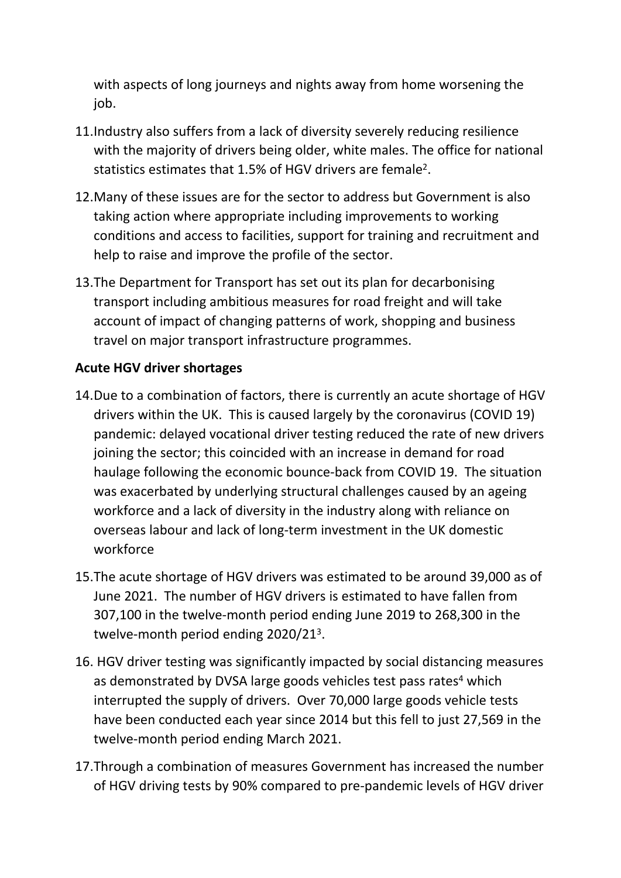with aspects of long journeys and nights away from home worsening the job.

11. Industry also suffers from a lack of diversity severely reducing resilience with the majority of drivers being older, white males. The office for national statistics estimates that 1.5% of HGV drivers are female[2].

12. Many of these issues are for the sector to address but Government is also taking action where appropriate including improvements to working conditions and access to facilities, support for training and recruitment and help to raise and improve the profile of the sector.

13. The Department for Transport has set out its plan for decarbonising transport including ambitious measures for road freight and will take account of impact of changing patterns of work, shopping and business travel on major transport infrastructure programmes.

**Acute HGV driver shortages**

14. Due to a combination of factors, there is currently an acute shortage of HGV drivers within the UK. This is caused largely by the coronavirus (COVID 19) pandemic: delayed vocational driver testing reduced the rate of new drivers joining the sector; this coincided with an increase in demand for road haulage following the economic bounce-back from COVID 19. The situation was exacerbated by underlying structural challenges caused by an ageing workforce and a lack of diversity in the industry along with reliance on overseas labour and lack of long-term investment in the UK domestic workforce

15. The acute shortage of HGV drivers was estimated to be around 39,000 as of June 2021. The number of HGV drivers is estimated to have fallen from 307,100 in the twelve-month period ending June 2019 to 268,300 in the twelve-month period ending 2020/21[3].

16. HGV driver testing was significantly impacted by social distancing measures as demonstrated by DVSA large goods vehicles test pass rates[4] which interrupted the supply of drivers. Over 70,000 large goods vehicle tests have been conducted each year since 2014 but this fell to just 27,569 in the twelve-month period ending March 2021.

17. Through a combination of measures Government has increased the number of HGV driving tests by 90% compared to pre-pandemic levels of HGV driver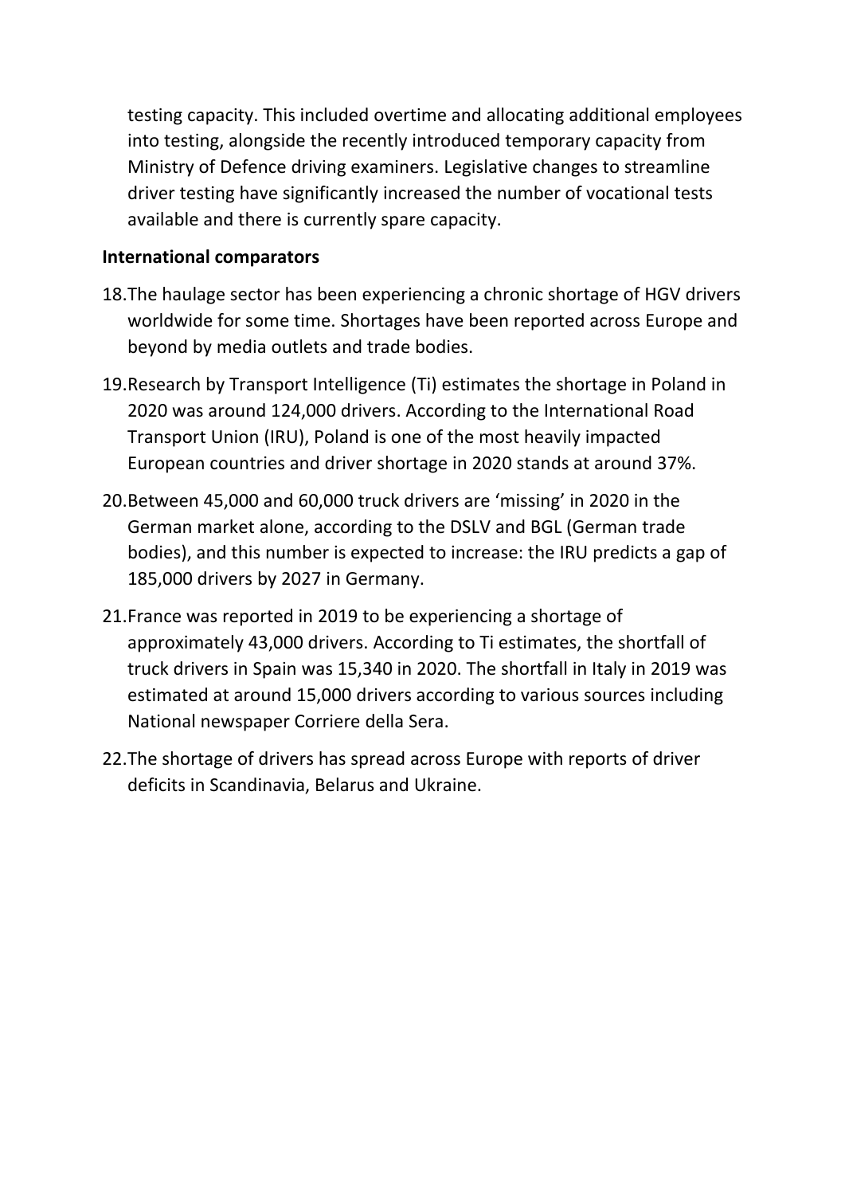testing capacity. This included overtime and allocating additional employees into testing, alongside the recently introduced temporary capacity from Ministry of Defence driving examiners. Legislative changes to streamline driver testing have significantly increased the number of vocational tests available and there is currently spare capacity.

**International comparators**

18. The haulage sector has been experiencing a chronic shortage of HGV drivers worldwide for some time. Shortages have been reported across Europe and beyond by media outlets and trade bodies.

19. Research by Transport Intelligence (Ti) estimates the shortage in Poland in 2020 was around 124,000 drivers. According to the International Road Transport Union (IRU), Poland is one of the most heavily impacted European countries and driver shortage in 2020 stands at around 37%.

20. Between 45,000 and 60,000 truck drivers are 'missing' in 2020 in the German market alone, according to the DSLV and BGL (German trade bodies), and this number is expected to increase: the IRU predicts a gap of 185,000 drivers by 2027 in Germany.

21. France was reported in 2019 to be experiencing a shortage of approximately 43,000 drivers. According to Ti estimates, the shortfall of truck drivers in Spain was 15,340 in 2020. The shortfall in Italy in 2019 was estimated at around 15,000 drivers according to various sources including National newspaper Corriere della Sera.

22. The shortage of drivers has spread across Europe with reports of driver deficits in Scandinavia, Belarus and Ukraine.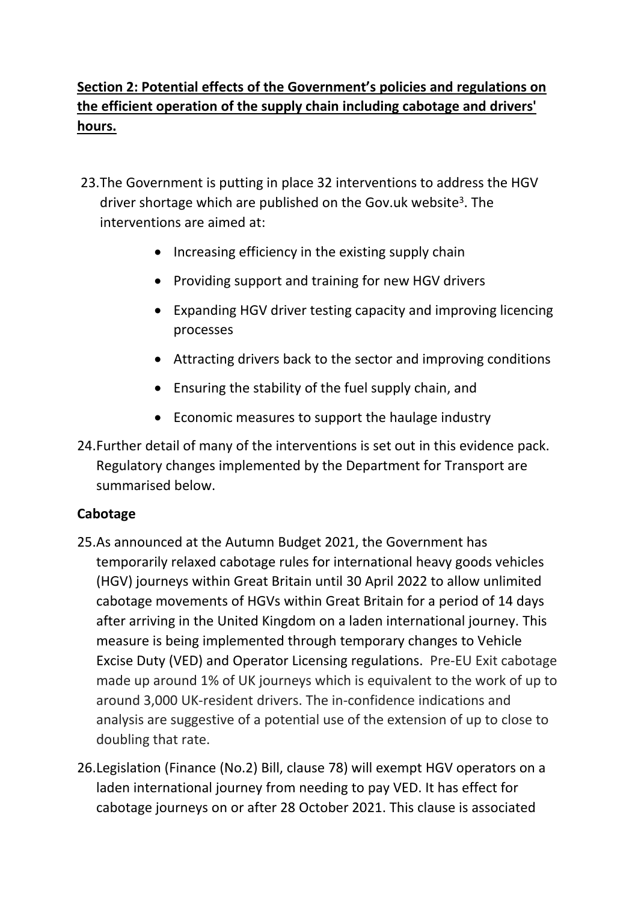## Section 2: Potential effects of the Government's policies and regulations on the efficient operation of the supply chain including cabotage and drivers' hours.

23. The Government is putting in place 32 interventions to address the HGV driver shortage which are published on the Gov.uk website[3]. The interventions are aimed at:

    - Increasing efficiency in the existing supply chain
    - Providing support and training for new HGV drivers
    - Expanding HGV driver testing capacity and improving licencing processes
    - Attracting drivers back to the sector and improving conditions
    - Ensuring the stability of the fuel supply chain, and
    - Economic measures to support the haulage industry

24. Further detail of many of the interventions is set out in this evidence pack. Regulatory changes implemented by the Department for Transport are summarised below.

**Cabotage**

25. As announced at the Autumn Budget 2021, the Government has temporarily relaxed cabotage rules for international heavy goods vehicles (HGV) journeys within Great Britain until 30 April 2022 to allow unlimited cabotage movements of HGVs within Great Britain for a period of 14 days after arriving in the United Kingdom on a laden international journey. This measure is being implemented through temporary changes to Vehicle Excise Duty (VED) and Operator Licensing regulations. Pre-EU Exit cabotage made up around 1% of UK journeys which is equivalent to the work of up to around 3,000 UK-resident drivers. The in-confidence indications and analysis are suggestive of a potential use of the extension of up to close to doubling that rate.

26. Legislation (Finance (No.2) Bill, clause 78) will exempt HGV operators on a laden international journey from needing to pay VED. It has effect for cabotage journeys on or after 28 October 2021. This clause is associated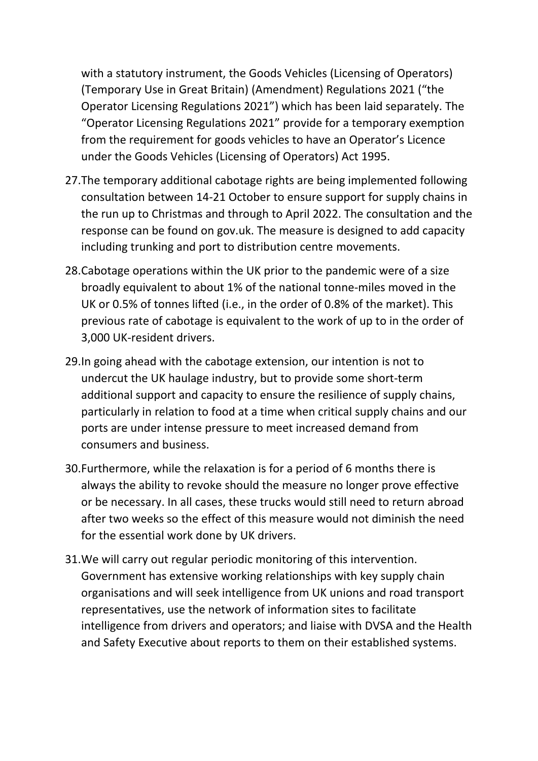with a statutory instrument, the Goods Vehicles (Licensing of Operators) (Temporary Use in Great Britain) (Amendment) Regulations 2021 ("the Operator Licensing Regulations 2021") which has been laid separately. The "Operator Licensing Regulations 2021" provide for a temporary exemption from the requirement for goods vehicles to have an Operator's Licence under the Goods Vehicles (Licensing of Operators) Act 1995.

27. The temporary additional cabotage rights are being implemented following consultation between 14-21 October to ensure support for supply chains in the run up to Christmas and through to April 2022. The consultation and the response can be found on gov.uk. The measure is designed to add capacity including trunking and port to distribution centre movements.

28. Cabotage operations within the UK prior to the pandemic were of a size broadly equivalent to about 1% of the national tonne-miles moved in the UK or 0.5% of tonnes lifted (i.e., in the order of 0.8% of the market). This previous rate of cabotage is equivalent to the work of up to in the order of 3,000 UK-resident drivers.

29. In going ahead with the cabotage extension, our intention is not to undercut the UK haulage industry, but to provide some short-term additional support and capacity to ensure the resilience of supply chains, particularly in relation to food at a time when critical supply chains and our ports are under intense pressure to meet increased demand from consumers and business.

30. Furthermore, while the relaxation is for a period of 6 months there is always the ability to revoke should the measure no longer prove effective or be necessary. In all cases, these trucks would still need to return abroad after two weeks so the effect of this measure would not diminish the need for the essential work done by UK drivers.

31. We will carry out regular periodic monitoring of this intervention. Government has extensive working relationships with key supply chain organisations and will seek intelligence from UK unions and road transport representatives, use the network of information sites to facilitate intelligence from drivers and operators; and liaise with DVSA and the Health and Safety Executive about reports to them on their established systems.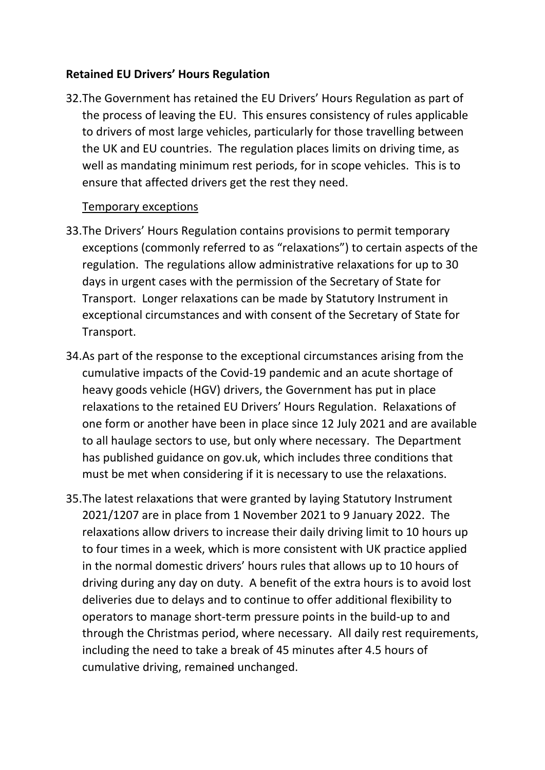**Retained EU Drivers' Hours Regulation**

32. The Government has retained the EU Drivers' Hours Regulation as part of the process of leaving the EU. This ensures consistency of rules applicable to drivers of most large vehicles, particularly for those travelling between the UK and EU countries. The regulation places limits on driving time, as well as mandating minimum rest periods, for in scope vehicles. This is to ensure that affected drivers get the rest they need.

<u>Temporary exceptions</u>

33. The Drivers' Hours Regulation contains provisions to permit temporary exceptions (commonly referred to as "relaxations") to certain aspects of the regulation. The regulations allow administrative relaxations for up to 30 days in urgent cases with the permission of the Secretary of State for Transport. Longer relaxations can be made by Statutory Instrument in exceptional circumstances and with consent of the Secretary of State for Transport.

34. As part of the response to the exceptional circumstances arising from the cumulative impacts of the Covid-19 pandemic and an acute shortage of heavy goods vehicle (HGV) drivers, the Government has put in place relaxations to the retained EU Drivers' Hours Regulation. Relaxations of one form or another have been in place since 12 July 2021 and are available to all haulage sectors to use, but only where necessary. The Department has published guidance on gov.uk, which includes three conditions that must be met when considering if it is necessary to use the relaxations.

35. The latest relaxations that were granted by laying Statutory Instrument 2021/1207 are in place from 1 November 2021 to 9 January 2022. The relaxations allow drivers to increase their daily driving limit to 10 hours up to four times in a week, which is more consistent with UK practice applied in the normal domestic drivers' hours rules that allows up to 10 hours of driving during any day on duty. A benefit of the extra hours is to avoid lost deliveries due to delays and to continue to offer additional flexibility to operators to manage short-term pressure points in the build-up to and through the Christmas period, where necessary. All daily rest requirements, including the need to take a break of 45 minutes after 4.5 hours of cumulative driving, remain~~ed~~ unchanged.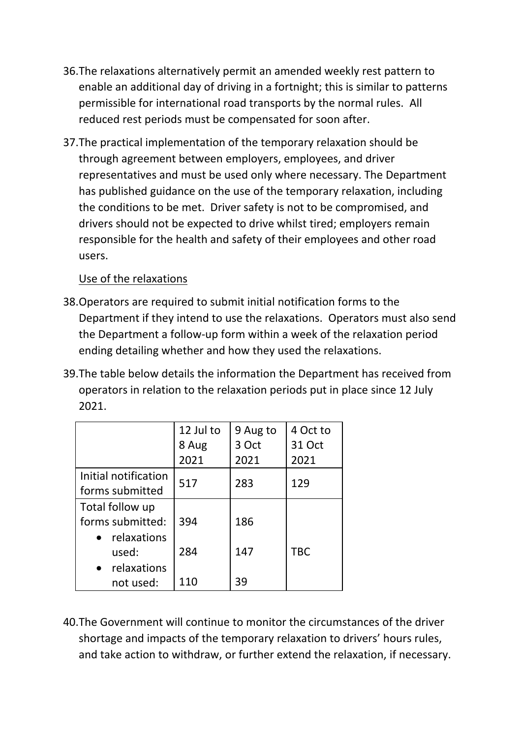36. The relaxations alternatively permit an amended weekly rest pattern to enable an additional day of driving in a fortnight; this is similar to patterns permissible for international road transports by the normal rules. All reduced rest periods must be compensated for soon after.

37. The practical implementation of the temporary relaxation should be through agreement between employers, employees, and driver representatives and must be used only where necessary. The Department has published guidance on the use of the temporary relaxation, including the conditions to be met. Driver safety is not to be compromised, and drivers should not be expected to drive whilst tired; employers remain responsible for the health and safety of their employees and other road users.

Use of the relaxations

38. Operators are required to submit initial notification forms to the Department if they intend to use the relaxations. Operators must also send the Department a follow-up form within a week of the relaxation period ending detailing whether and how they used the relaxations.

39. The table below details the information the Department has received from operators in relation to the relaxation periods put in place since 12 July 2021.

| | 12 Jul to 8 Aug 2021 | 9 Aug to 3 Oct 2021 | 4 Oct to 31 Oct 2021 |
|---|---|---|---|
| Initial notification forms submitted | 517 | 283 | 129 |
| Total follow up forms submitted: | 394 | 186 | |
| • relaxations used: | 284 | 147 | TBC |
| • relaxations not used: | 110 | 39 | |

40. The Government will continue to monitor the circumstances of the driver shortage and impacts of the temporary relaxation to drivers' hours rules, and take action to withdraw, or further extend the relaxation, if necessary.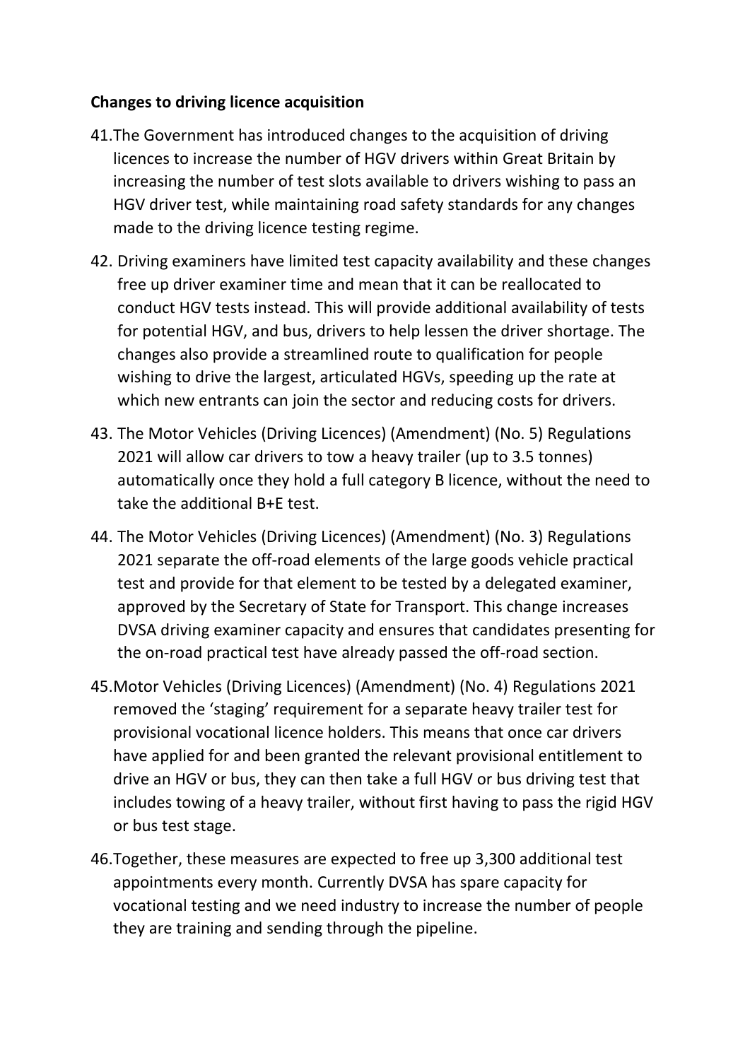**Changes to driving licence acquisition**

41. The Government has introduced changes to the acquisition of driving licences to increase the number of HGV drivers within Great Britain by increasing the number of test slots available to drivers wishing to pass an HGV driver test, while maintaining road safety standards for any changes made to the driving licence testing regime.

42. Driving examiners have limited test capacity availability and these changes free up driver examiner time and mean that it can be reallocated to conduct HGV tests instead. This will provide additional availability of tests for potential HGV, and bus, drivers to help lessen the driver shortage. The changes also provide a streamlined route to qualification for people wishing to drive the largest, articulated HGVs, speeding up the rate at which new entrants can join the sector and reducing costs for drivers.

43. The Motor Vehicles (Driving Licences) (Amendment) (No. 5) Regulations 2021 will allow car drivers to tow a heavy trailer (up to 3.5 tonnes) automatically once they hold a full category B licence, without the need to take the additional B+E test.

44. The Motor Vehicles (Driving Licences) (Amendment) (No. 3) Regulations 2021 separate the off-road elements of the large goods vehicle practical test and provide for that element to be tested by a delegated examiner, approved by the Secretary of State for Transport. This change increases DVSA driving examiner capacity and ensures that candidates presenting for the on-road practical test have already passed the off-road section.

45. Motor Vehicles (Driving Licences) (Amendment) (No. 4) Regulations 2021 removed the 'staging' requirement for a separate heavy trailer test for provisional vocational licence holders. This means that once car drivers have applied for and been granted the relevant provisional entitlement to drive an HGV or bus, they can then take a full HGV or bus driving test that includes towing of a heavy trailer, without first having to pass the rigid HGV or bus test stage.

46. Together, these measures are expected to free up 3,300 additional test appointments every month. Currently DVSA has spare capacity for vocational testing and we need industry to increase the number of people they are training and sending through the pipeline.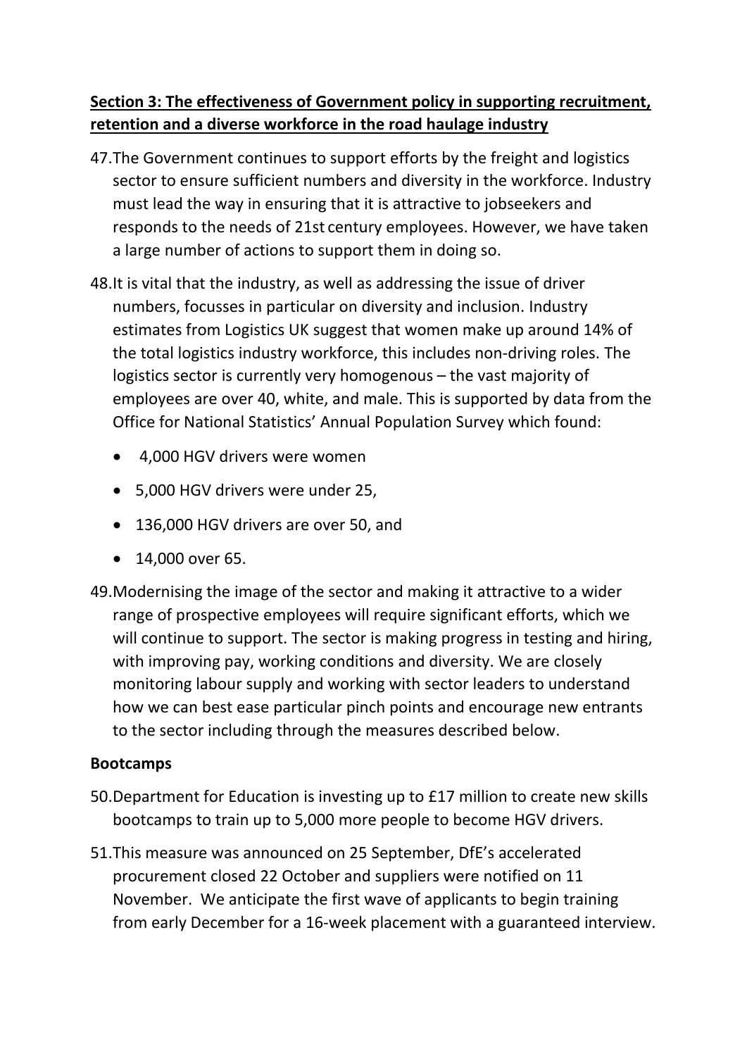**Section 3: The effectiveness of Government policy in supporting recruitment, retention and a diverse workforce in the road haulage industry**

47. The Government continues to support efforts by the freight and logistics sector to ensure sufficient numbers and diversity in the workforce. Industry must lead the way in ensuring that it is attractive to jobseekers and responds to the needs of 21st century employees. However, we have taken a large number of actions to support them in doing so.

48. It is vital that the industry, as well as addressing the issue of driver numbers, focusses in particular on diversity and inclusion. Industry estimates from Logistics UK suggest that women make up around 14% of the total logistics industry workforce, this includes non-driving roles. The logistics sector is currently very homogenous – the vast majority of employees are over 40, white, and male. This is supported by data from the Office for National Statistics' Annual Population Survey which found:

    - 4,000 HGV drivers were women
    - 5,000 HGV drivers were under 25,
    - 136,000 HGV drivers are over 50, and
    - 14,000 over 65.

49. Modernising the image of the sector and making it attractive to a wider range of prospective employees will require significant efforts, which we will continue to support. The sector is making progress in testing and hiring, with improving pay, working conditions and diversity. We are closely monitoring labour supply and working with sector leaders to understand how we can best ease particular pinch points and encourage new entrants to the sector including through the measures described below.

**Bootcamps**

50. Department for Education is investing up to £17 million to create new skills bootcamps to train up to 5,000 more people to become HGV drivers.

51. This measure was announced on 25 September, DfE's accelerated procurement closed 22 October and suppliers were notified on 11 November. We anticipate the first wave of applicants to begin training from early December for a 16-week placement with a guaranteed interview.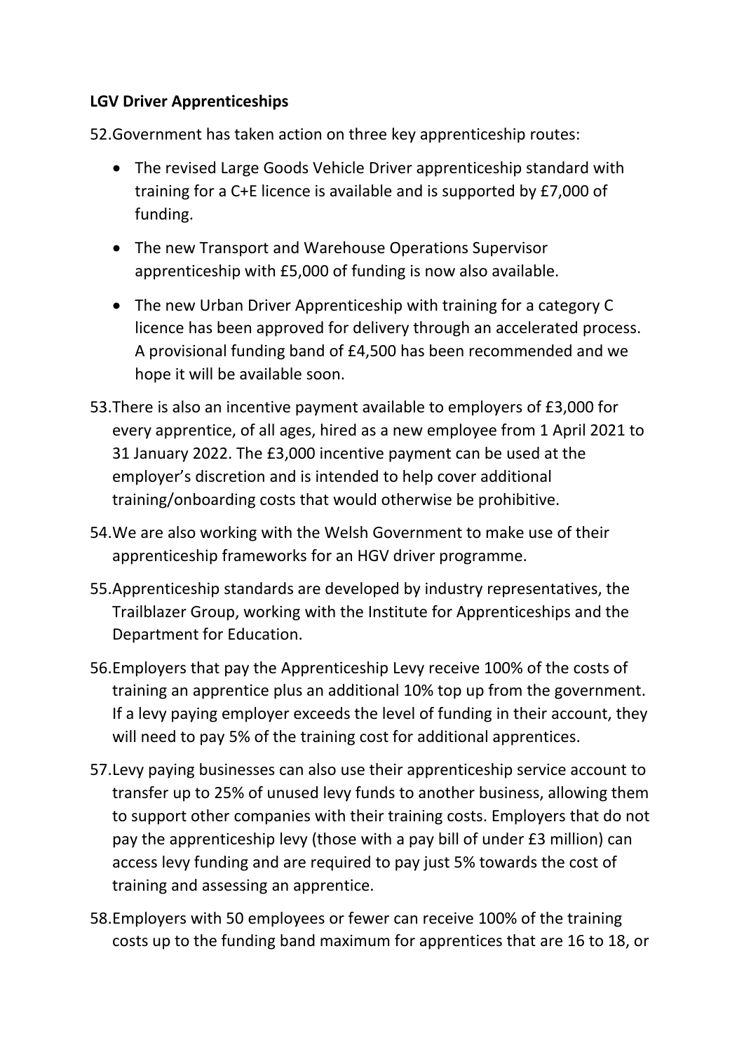**LGV Driver Apprenticeships**

52. Government has taken action on three key apprenticeship routes:

    - The revised Large Goods Vehicle Driver apprenticeship standard with training for a C+E licence is available and is supported by £7,000 of funding.
    - The new Transport and Warehouse Operations Supervisor apprenticeship with £5,000 of funding is now also available.
    - The new Urban Driver Apprenticeship with training for a category C licence has been approved for delivery through an accelerated process. A provisional funding band of £4,500 has been recommended and we hope it will be available soon.

53. There is also an incentive payment available to employers of £3,000 for every apprentice, of all ages, hired as a new employee from 1 April 2021 to 31 January 2022. The £3,000 incentive payment can be used at the employer's discretion and is intended to help cover additional training/onboarding costs that would otherwise be prohibitive.

54. We are also working with the Welsh Government to make use of their apprenticeship frameworks for an HGV driver programme.

55. Apprenticeship standards are developed by industry representatives, the Trailblazer Group, working with the Institute for Apprenticeships and the Department for Education.

56. Employers that pay the Apprenticeship Levy receive 100% of the costs of training an apprentice plus an additional 10% top up from the government. If a levy paying employer exceeds the level of funding in their account, they will need to pay 5% of the training cost for additional apprentices.

57. Levy paying businesses can also use their apprenticeship service account to transfer up to 25% of unused levy funds to another business, allowing them to support other companies with their training costs. Employers that do not pay the apprenticeship levy (those with a pay bill of under £3 million) can access levy funding and are required to pay just 5% towards the cost of training and assessing an apprentice.

58. Employers with 50 employees or fewer can receive 100% of the training costs up to the funding band maximum for apprentices that are 16 to 18, or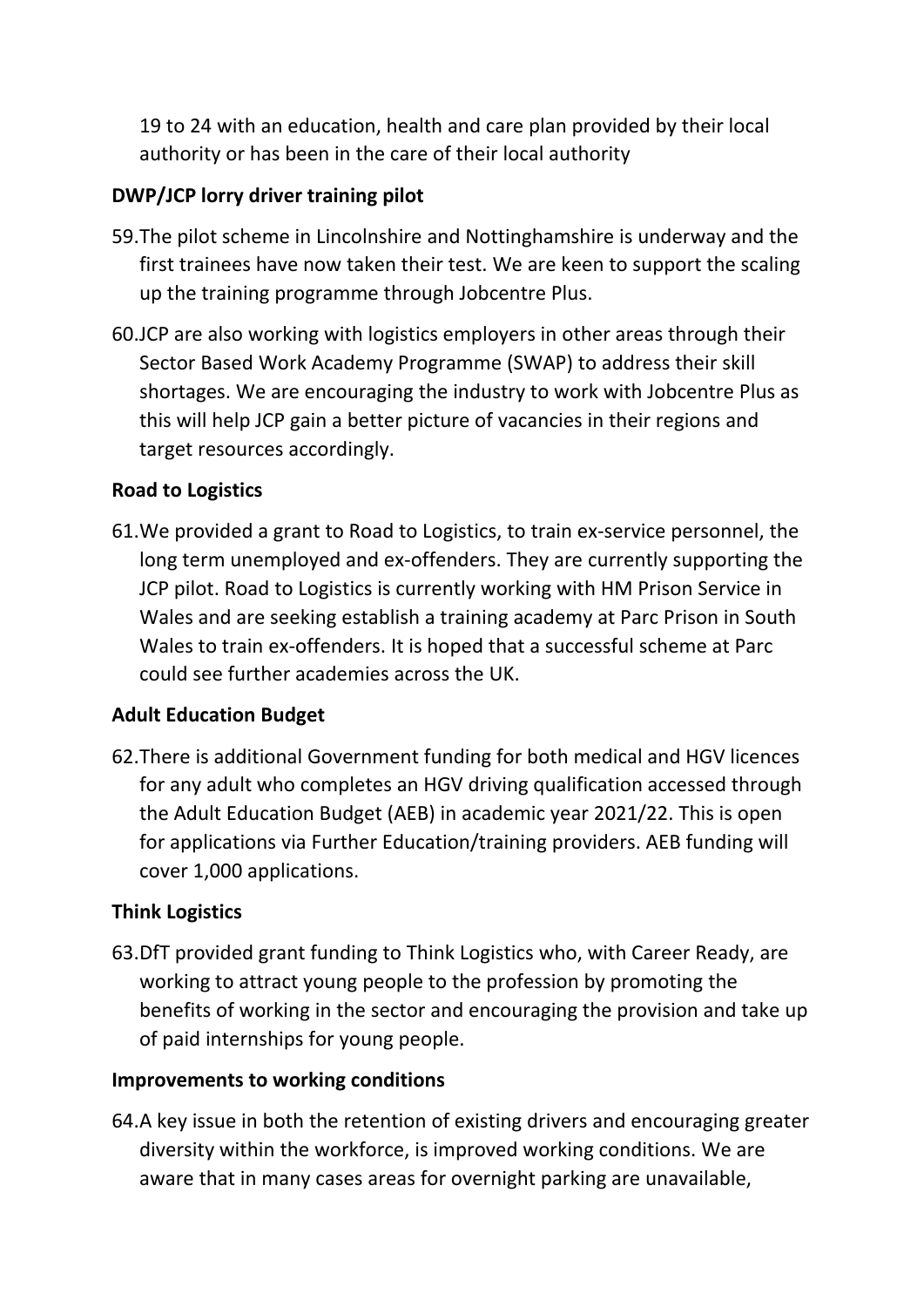19 to 24 with an education, health and care plan provided by their local authority or has been in the care of their local authority

**DWP/JCP lorry driver training pilot**

59. The pilot scheme in Lincolnshire and Nottinghamshire is underway and the first trainees have now taken their test. We are keen to support the scaling up the training programme through Jobcentre Plus.

60. JCP are also working with logistics employers in other areas through their Sector Based Work Academy Programme (SWAP) to address their skill shortages. We are encouraging the industry to work with Jobcentre Plus as this will help JCP gain a better picture of vacancies in their regions and target resources accordingly.

**Road to Logistics**

61. We provided a grant to Road to Logistics, to train ex-service personnel, the long term unemployed and ex-offenders. They are currently supporting the JCP pilot. Road to Logistics is currently working with HM Prison Service in Wales and are seeking establish a training academy at Parc Prison in South Wales to train ex-offenders. It is hoped that a successful scheme at Parc could see further academies across the UK.

**Adult Education Budget**

62. There is additional Government funding for both medical and HGV licences for any adult who completes an HGV driving qualification accessed through the Adult Education Budget (AEB) in academic year 2021/22. This is open for applications via Further Education/training providers. AEB funding will cover 1,000 applications.

**Think Logistics**

63. DfT provided grant funding to Think Logistics who, with Career Ready, are working to attract young people to the profession by promoting the benefits of working in the sector and encouraging the provision and take up of paid internships for young people.

**Improvements to working conditions**

64. A key issue in both the retention of existing drivers and encouraging greater diversity within the workforce, is improved working conditions. We are aware that in many cases areas for overnight parking are unavailable,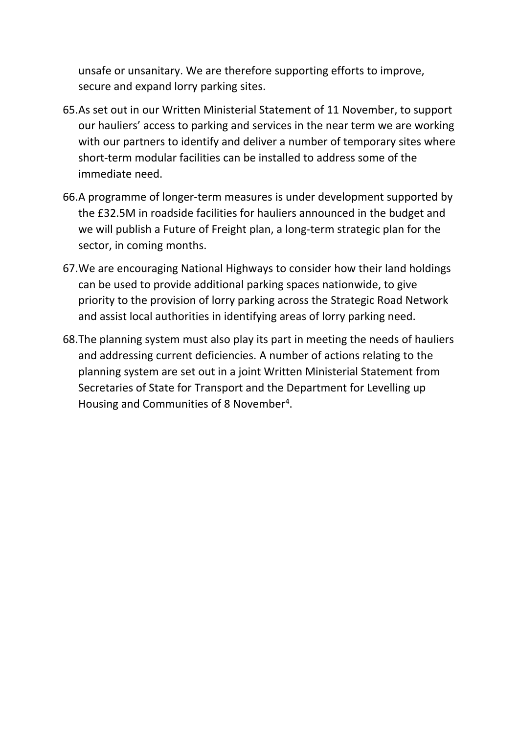unsafe or unsanitary. We are therefore supporting efforts to improve, secure and expand lorry parking sites.

65. As set out in our Written Ministerial Statement of 11 November, to support our hauliers' access to parking and services in the near term we are working with our partners to identify and deliver a number of temporary sites where short-term modular facilities can be installed to address some of the immediate need.

66. A programme of longer-term measures is under development supported by the £32.5M in roadside facilities for hauliers announced in the budget and we will publish a Future of Freight plan, a long-term strategic plan for the sector, in coming months.

67. We are encouraging National Highways to consider how their land holdings can be used to provide additional parking spaces nationwide, to give priority to the provision of lorry parking across the Strategic Road Network and assist local authorities in identifying areas of lorry parking need.

68. The planning system must also play its part in meeting the needs of hauliers and addressing current deficiencies. A number of actions relating to the planning system are set out in a joint Written Ministerial Statement from Secretaries of State for Transport and the Department for Levelling up Housing and Communities of 8 November[4].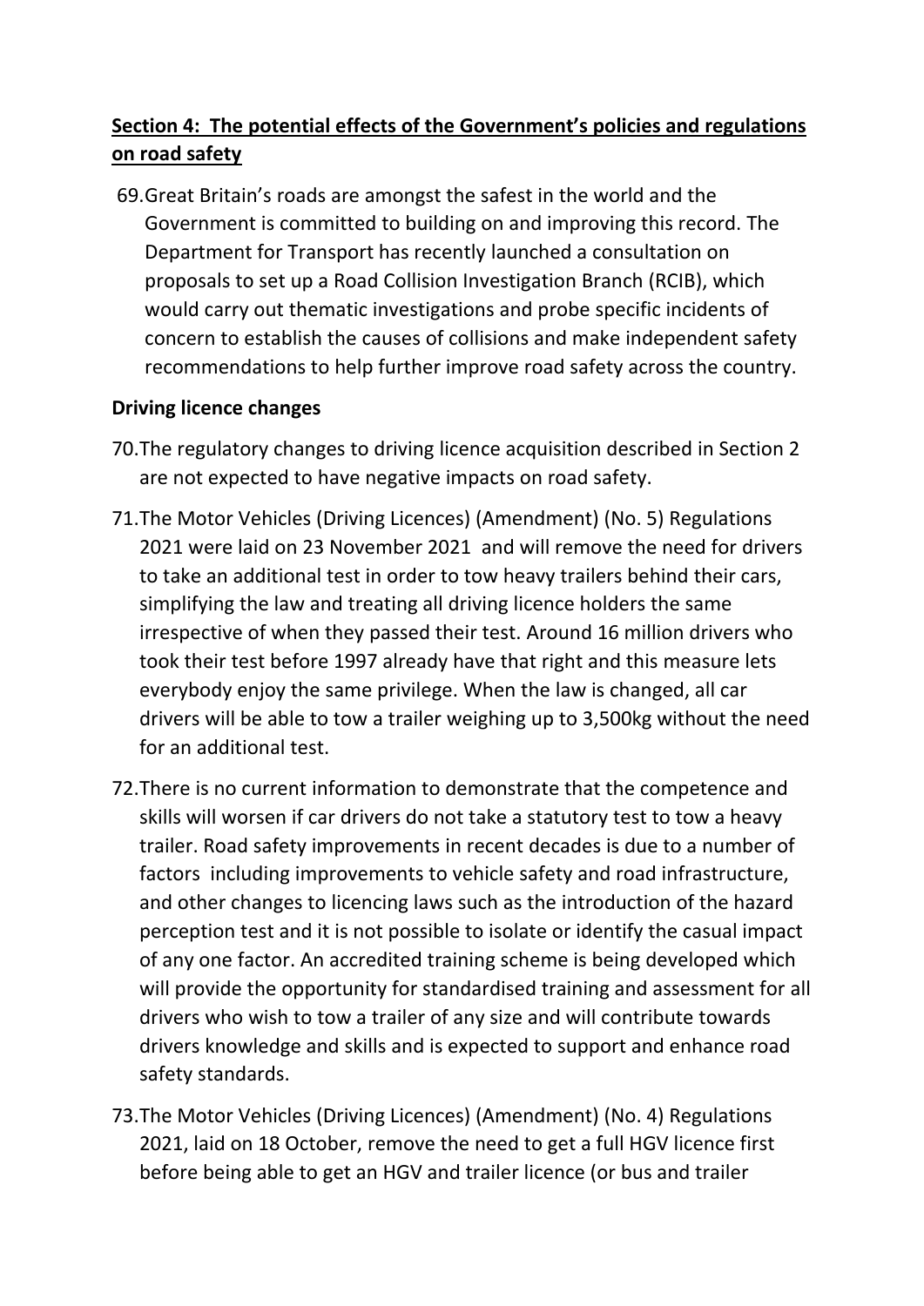## Section 4: The potential effects of the Government's policies and regulations on road safety

69. Great Britain's roads are amongst the safest in the world and the Government is committed to building on and improving this record. The Department for Transport has recently launched a consultation on proposals to set up a Road Collision Investigation Branch (RCIB), which would carry out thematic investigations and probe specific incidents of concern to establish the causes of collisions and make independent safety recommendations to help further improve road safety across the country.

### Driving licence changes

70. The regulatory changes to driving licence acquisition described in Section 2 are not expected to have negative impacts on road safety.

71. The Motor Vehicles (Driving Licences) (Amendment) (No. 5) Regulations 2021 were laid on 23 November 2021 and will remove the need for drivers to take an additional test in order to tow heavy trailers behind their cars, simplifying the law and treating all driving licence holders the same irrespective of when they passed their test. Around 16 million drivers who took their test before 1997 already have that right and this measure lets everybody enjoy the same privilege. When the law is changed, all car drivers will be able to tow a trailer weighing up to 3,500kg without the need for an additional test.

72. There is no current information to demonstrate that the competence and skills will worsen if car drivers do not take a statutory test to tow a heavy trailer. Road safety improvements in recent decades is due to a number of factors including improvements to vehicle safety and road infrastructure, and other changes to licencing laws such as the introduction of the hazard perception test and it is not possible to isolate or identify the casual impact of any one factor. An accredited training scheme is being developed which will provide the opportunity for standardised training and assessment for all drivers who wish to tow a trailer of any size and will contribute towards drivers knowledge and skills and is expected to support and enhance road safety standards.

73. The Motor Vehicles (Driving Licences) (Amendment) (No. 4) Regulations 2021, laid on 18 October, remove the need to get a full HGV licence first before being able to get an HGV and trailer licence (or bus and trailer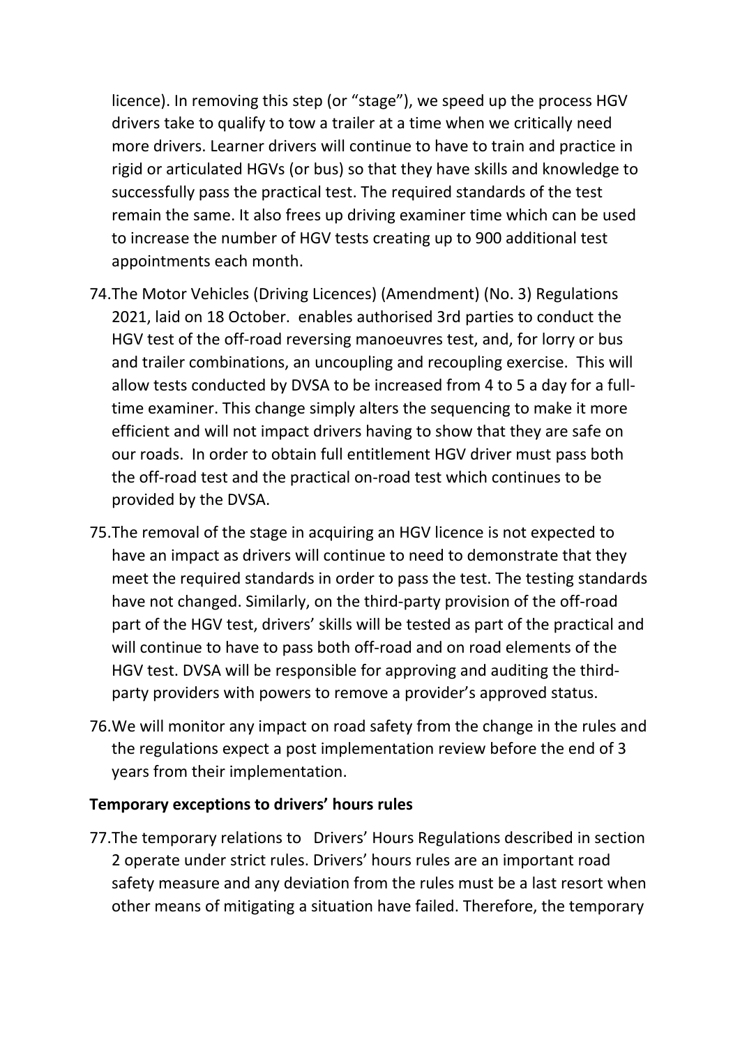licence). In removing this step (or "stage"), we speed up the process HGV drivers take to qualify to tow a trailer at a time when we critically need more drivers. Learner drivers will continue to have to train and practice in rigid or articulated HGVs (or bus) so that they have skills and knowledge to successfully pass the practical test. The required standards of the test remain the same. It also frees up driving examiner time which can be used to increase the number of HGV tests creating up to 900 additional test appointments each month.

74. The Motor Vehicles (Driving Licences) (Amendment) (No. 3) Regulations 2021, laid on 18 October. enables authorised 3rd parties to conduct the HGV test of the off-road reversing manoeuvres test, and, for lorry or bus and trailer combinations, an uncoupling and recoupling exercise. This will allow tests conducted by DVSA to be increased from 4 to 5 a day for a full-time examiner. This change simply alters the sequencing to make it more efficient and will not impact drivers having to show that they are safe on our roads. In order to obtain full entitlement HGV driver must pass both the off-road test and the practical on-road test which continues to be provided by the DVSA.

75. The removal of the stage in acquiring an HGV licence is not expected to have an impact as drivers will continue to need to demonstrate that they meet the required standards in order to pass the test. The testing standards have not changed. Similarly, on the third-party provision of the off-road part of the HGV test, drivers' skills will be tested as part of the practical and will continue to have to pass both off-road and on road elements of the HGV test. DVSA will be responsible for approving and auditing the third-party providers with powers to remove a provider's approved status.

76. We will monitor any impact on road safety from the change in the rules and the regulations expect a post implementation review before the end of 3 years from their implementation.

**Temporary exceptions to drivers' hours rules**

77. The temporary relations to Drivers' Hours Regulations described in section 2 operate under strict rules. Drivers' hours rules are an important road safety measure and any deviation from the rules must be a last resort when other means of mitigating a situation have failed. Therefore, the temporary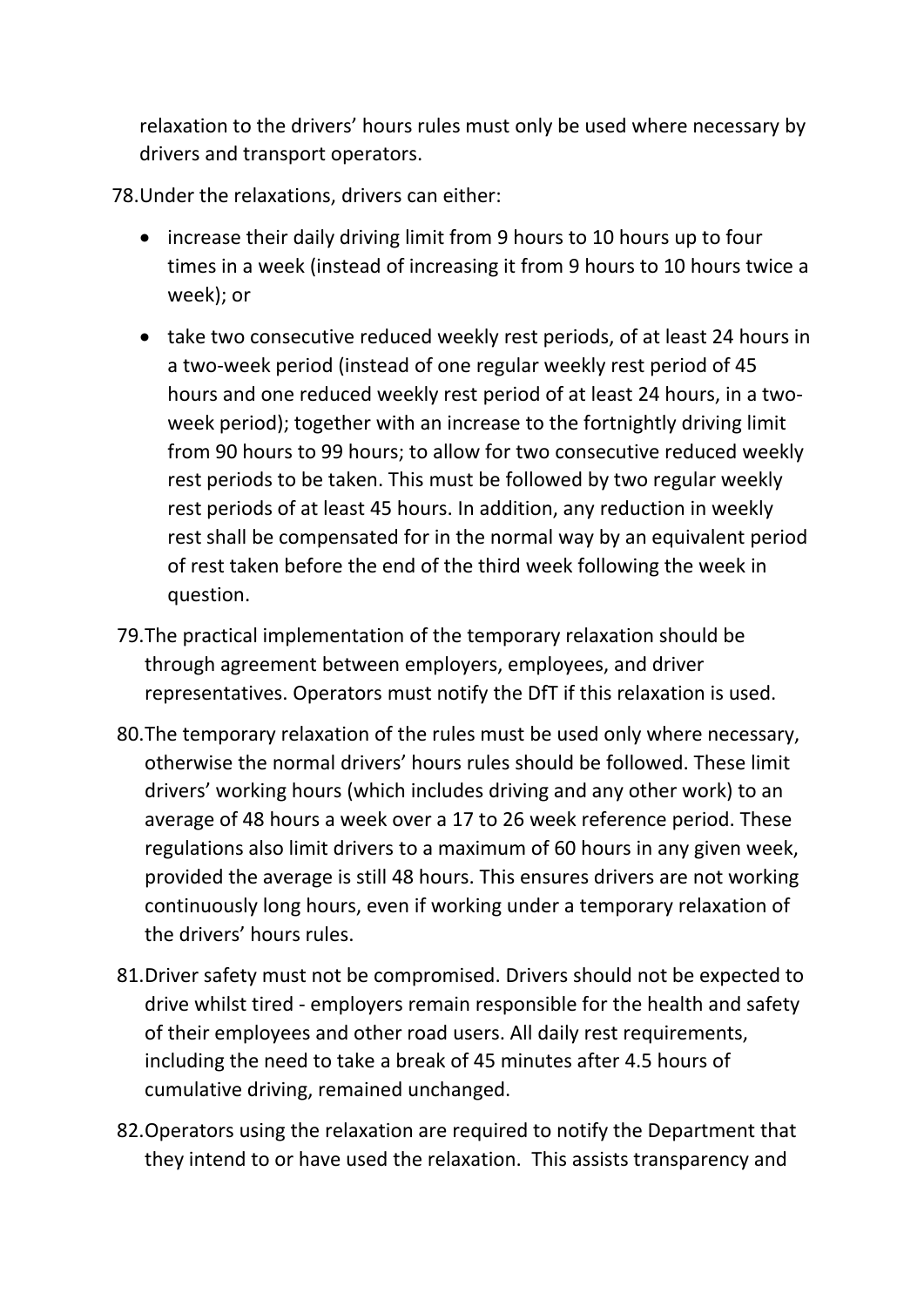relaxation to the drivers' hours rules must only be used where necessary by drivers and transport operators.

78. Under the relaxations, drivers can either:

- increase their daily driving limit from 9 hours to 10 hours up to four times in a week (instead of increasing it from 9 hours to 10 hours twice a week); or
- take two consecutive reduced weekly rest periods, of at least 24 hours in a two-week period (instead of one regular weekly rest period of 45 hours and one reduced weekly rest period of at least 24 hours, in a two-week period); together with an increase to the fortnightly driving limit from 90 hours to 99 hours; to allow for two consecutive reduced weekly rest periods to be taken. This must be followed by two regular weekly rest periods of at least 45 hours. In addition, any reduction in weekly rest shall be compensated for in the normal way by an equivalent period of rest taken before the end of the third week following the week in question.

79. The practical implementation of the temporary relaxation should be through agreement between employers, employees, and driver representatives. Operators must notify the DfT if this relaxation is used.

80. The temporary relaxation of the rules must be used only where necessary, otherwise the normal drivers' hours rules should be followed. These limit drivers' working hours (which includes driving and any other work) to an average of 48 hours a week over a 17 to 26 week reference period. These regulations also limit drivers to a maximum of 60 hours in any given week, provided the average is still 48 hours. This ensures drivers are not working continuously long hours, even if working under a temporary relaxation of the drivers' hours rules.

81. Driver safety must not be compromised. Drivers should not be expected to drive whilst tired - employers remain responsible for the health and safety of their employees and other road users. All daily rest requirements, including the need to take a break of 45 minutes after 4.5 hours of cumulative driving, remained unchanged.

82. Operators using the relaxation are required to notify the Department that they intend to or have used the relaxation. This assists transparency and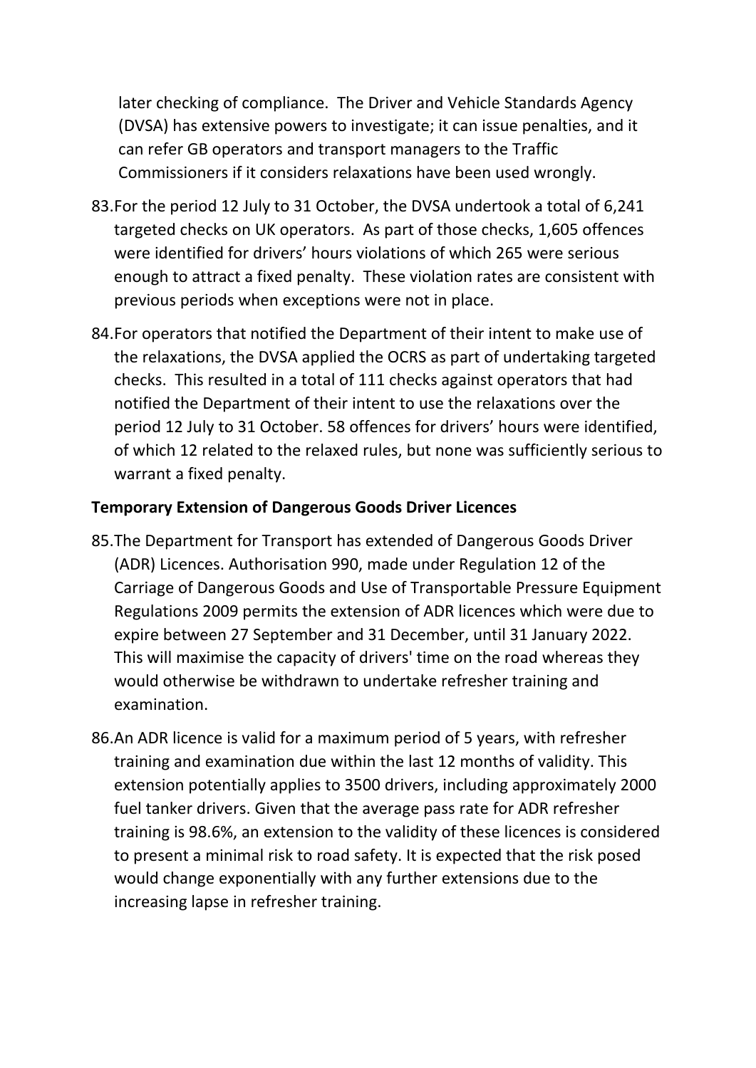later checking of compliance. The Driver and Vehicle Standards Agency (DVSA) has extensive powers to investigate; it can issue penalties, and it can refer GB operators and transport managers to the Traffic Commissioners if it considers relaxations have been used wrongly.

83. For the period 12 July to 31 October, the DVSA undertook a total of 6,241 targeted checks on UK operators. As part of those checks, 1,605 offences were identified for drivers' hours violations of which 265 were serious enough to attract a fixed penalty. These violation rates are consistent with previous periods when exceptions were not in place.

84. For operators that notified the Department of their intent to make use of the relaxations, the DVSA applied the OCRS as part of undertaking targeted checks. This resulted in a total of 111 checks against operators that had notified the Department of their intent to use the relaxations over the period 12 July to 31 October. 58 offences for drivers' hours were identified, of which 12 related to the relaxed rules, but none was sufficiently serious to warrant a fixed penalty.

**Temporary Extension of Dangerous Goods Driver Licences**

85. The Department for Transport has extended of Dangerous Goods Driver (ADR) Licences. Authorisation 990, made under Regulation 12 of the Carriage of Dangerous Goods and Use of Transportable Pressure Equipment Regulations 2009 permits the extension of ADR licences which were due to expire between 27 September and 31 December, until 31 January 2022. This will maximise the capacity of drivers' time on the road whereas they would otherwise be withdrawn to undertake refresher training and examination.

86. An ADR licence is valid for a maximum period of 5 years, with refresher training and examination due within the last 12 months of validity. This extension potentially applies to 3500 drivers, including approximately 2000 fuel tanker drivers. Given that the average pass rate for ADR refresher training is 98.6%, an extension to the validity of these licences is considered to present a minimal risk to road safety. It is expected that the risk posed would change exponentially with any further extensions due to the increasing lapse in refresher training.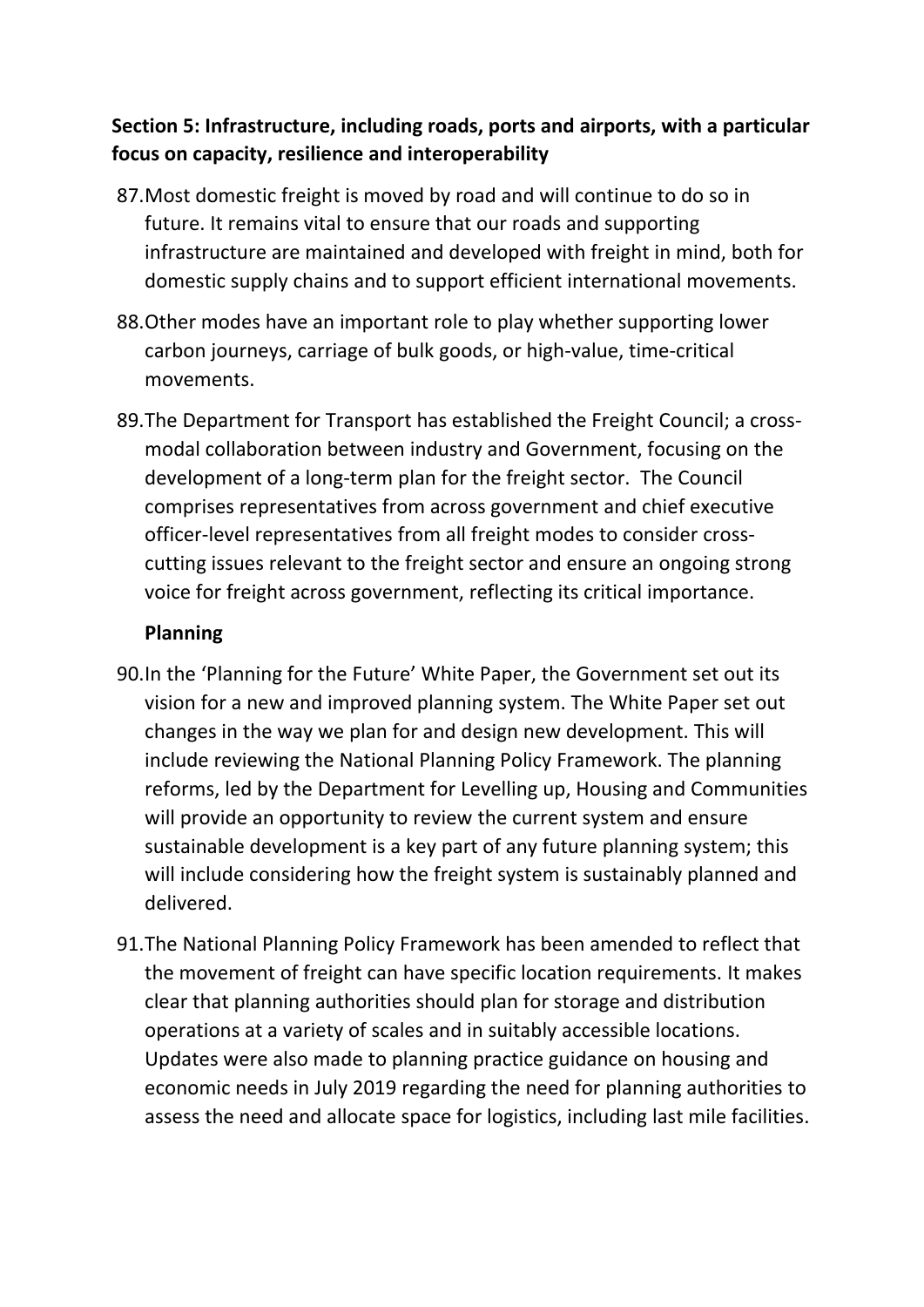**Section 5: Infrastructure, including roads, ports and airports, with a particular focus on capacity, resilience and interoperability**

87. Most domestic freight is moved by road and will continue to do so in future. It remains vital to ensure that our roads and supporting infrastructure are maintained and developed with freight in mind, both for domestic supply chains and to support efficient international movements.

88. Other modes have an important role to play whether supporting lower carbon journeys, carriage of bulk goods, or high-value, time-critical movements.

89. The Department for Transport has established the Freight Council; a cross-modal collaboration between industry and Government, focusing on the development of a long-term plan for the freight sector. The Council comprises representatives from across government and chief executive officer-level representatives from all freight modes to consider cross-cutting issues relevant to the freight sector and ensure an ongoing strong voice for freight across government, reflecting its critical importance.

**Planning**

90. In the 'Planning for the Future' White Paper, the Government set out its vision for a new and improved planning system. The White Paper set out changes in the way we plan for and design new development. This will include reviewing the National Planning Policy Framework. The planning reforms, led by the Department for Levelling up, Housing and Communities will provide an opportunity to review the current system and ensure sustainable development is a key part of any future planning system; this will include considering how the freight system is sustainably planned and delivered.

91. The National Planning Policy Framework has been amended to reflect that the movement of freight can have specific location requirements. It makes clear that planning authorities should plan for storage and distribution operations at a variety of scales and in suitably accessible locations. Updates were also made to planning practice guidance on housing and economic needs in July 2019 regarding the need for planning authorities to assess the need and allocate space for logistics, including last mile facilities.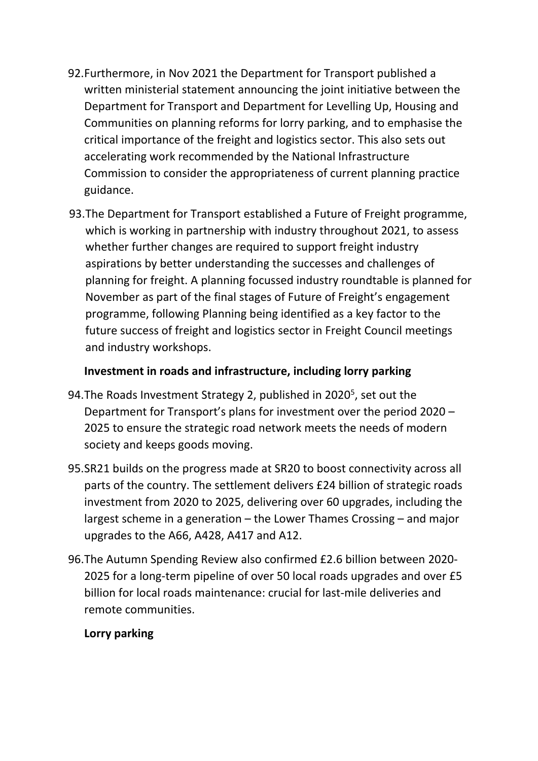92. Furthermore, in Nov 2021 the Department for Transport published a written ministerial statement announcing the joint initiative between the Department for Transport and Department for Levelling Up, Housing and Communities on planning reforms for lorry parking, and to emphasise the critical importance of the freight and logistics sector. This also sets out accelerating work recommended by the National Infrastructure Commission to consider the appropriateness of current planning practice guidance.

93. The Department for Transport established a Future of Freight programme, which is working in partnership with industry throughout 2021, to assess whether further changes are required to support freight industry aspirations by better understanding the successes and challenges of planning for freight. A planning focussed industry roundtable is planned for November as part of the final stages of Future of Freight's engagement programme, following Planning being identified as a key factor to the future success of freight and logistics sector in Freight Council meetings and industry workshops.

**Investment in roads and infrastructure, including lorry parking**

94. The Roads Investment Strategy 2, published in 2020[5], set out the Department for Transport's plans for investment over the period 2020 – 2025 to ensure the strategic road network meets the needs of modern society and keeps goods moving.

95. SR21 builds on the progress made at SR20 to boost connectivity across all parts of the country. The settlement delivers £24 billion of strategic roads investment from 2020 to 2025, delivering over 60 upgrades, including the largest scheme in a generation – the Lower Thames Crossing – and major upgrades to the A66, A428, A417 and A12.

96. The Autumn Spending Review also confirmed £2.6 billion between 2020-2025 for a long-term pipeline of over 50 local roads upgrades and over £5 billion for local roads maintenance: crucial for last-mile deliveries and remote communities.

**Lorry parking**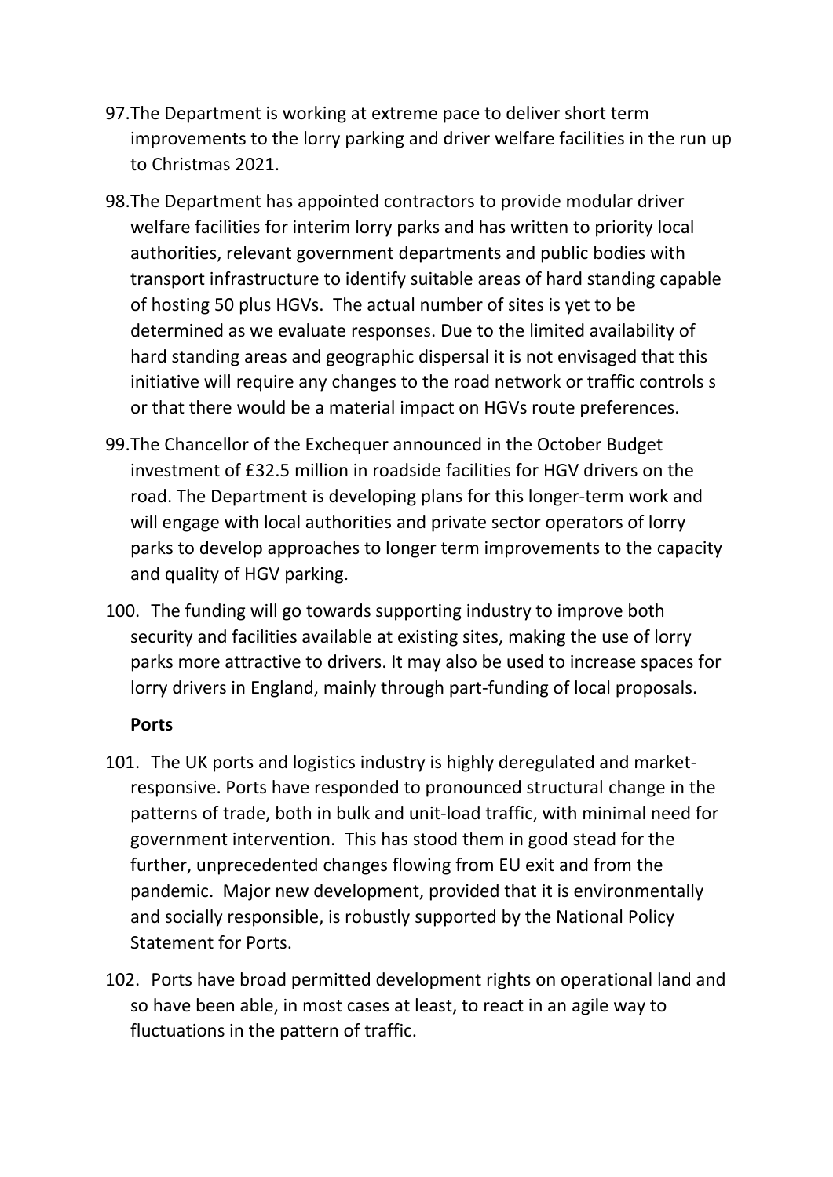97. The Department is working at extreme pace to deliver short term improvements to the lorry parking and driver welfare facilities in the run up to Christmas 2021.

98. The Department has appointed contractors to provide modular driver welfare facilities for interim lorry parks and has written to priority local authorities, relevant government departments and public bodies with transport infrastructure to identify suitable areas of hard standing capable of hosting 50 plus HGVs. The actual number of sites is yet to be determined as we evaluate responses. Due to the limited availability of hard standing areas and geographic dispersal it is not envisaged that this initiative will require any changes to the road network or traffic controls s or that there would be a material impact on HGVs route preferences.

99. The Chancellor of the Exchequer announced in the October Budget investment of £32.5 million in roadside facilities for HGV drivers on the road. The Department is developing plans for this longer-term work and will engage with local authorities and private sector operators of lorry parks to develop approaches to longer term improvements to the capacity and quality of HGV parking.

100. The funding will go towards supporting industry to improve both security and facilities available at existing sites, making the use of lorry parks more attractive to drivers. It may also be used to increase spaces for lorry drivers in England, mainly through part-funding of local proposals.

**Ports**

101. The UK ports and logistics industry is highly deregulated and market-responsive. Ports have responded to pronounced structural change in the patterns of trade, both in bulk and unit-load traffic, with minimal need for government intervention. This has stood them in good stead for the further, unprecedented changes flowing from EU exit and from the pandemic. Major new development, provided that it is environmentally and socially responsible, is robustly supported by the National Policy Statement for Ports.

102. Ports have broad permitted development rights on operational land and so have been able, in most cases at least, to react in an agile way to fluctuations in the pattern of traffic.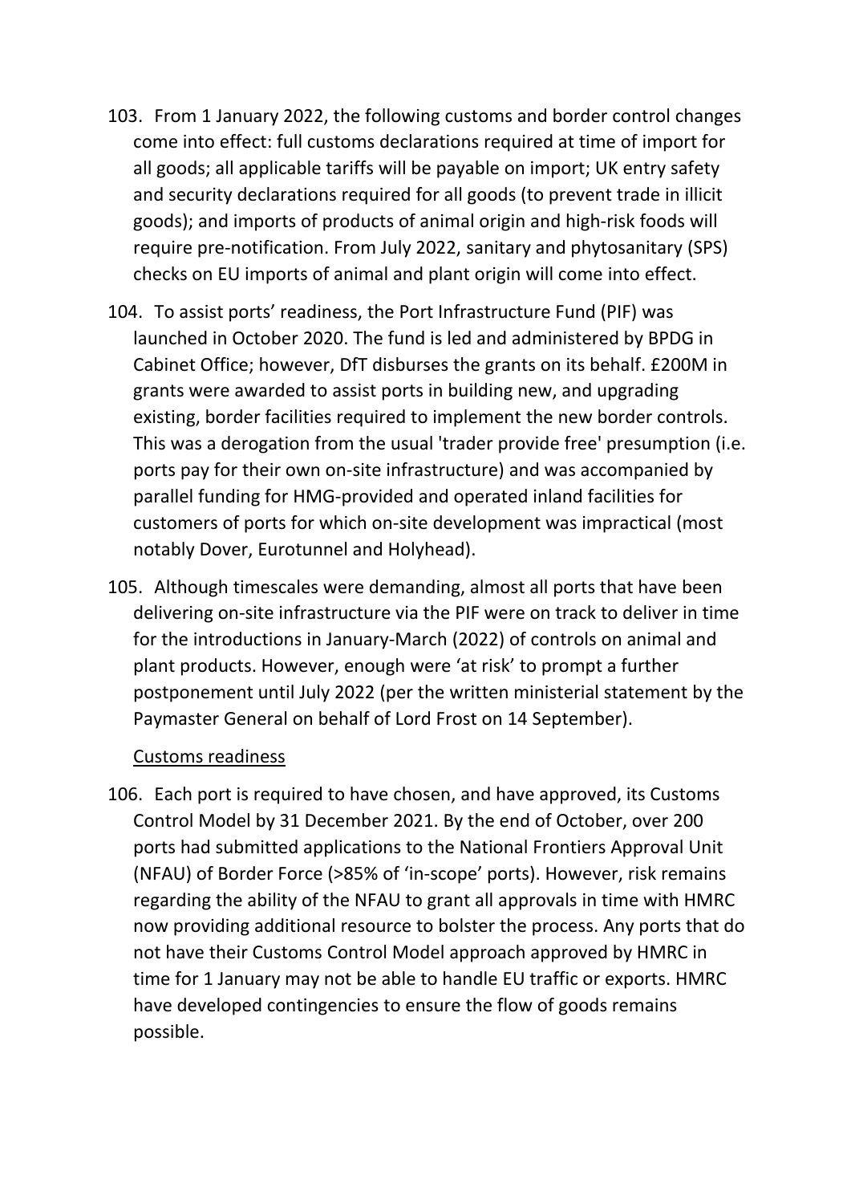103. From 1 January 2022, the following customs and border control changes come into effect: full customs declarations required at time of import for all goods; all applicable tariffs will be payable on import; UK entry safety and security declarations required for all goods (to prevent trade in illicit goods); and imports of products of animal origin and high-risk foods will require pre-notification. From July 2022, sanitary and phytosanitary (SPS) checks on EU imports of animal and plant origin will come into effect.

104. To assist ports' readiness, the Port Infrastructure Fund (PIF) was launched in October 2020. The fund is led and administered by BPDG in Cabinet Office; however, DfT disburses the grants on its behalf. £200M in grants were awarded to assist ports in building new, and upgrading existing, border facilities required to implement the new border controls. This was a derogation from the usual 'trader provide free' presumption (i.e. ports pay for their own on-site infrastructure) and was accompanied by parallel funding for HMG-provided and operated inland facilities for customers of ports for which on-site development was impractical (most notably Dover, Eurotunnel and Holyhead).

105. Although timescales were demanding, almost all ports that have been delivering on-site infrastructure via the PIF were on track to deliver in time for the introductions in January-March (2022) of controls on animal and plant products. However, enough were 'at risk' to prompt a further postponement until July 2022 (per the written ministerial statement by the Paymaster General on behalf of Lord Frost on 14 September).

Customs readiness

106. Each port is required to have chosen, and have approved, its Customs Control Model by 31 December 2021. By the end of October, over 200 ports had submitted applications to the National Frontiers Approval Unit (NFAU) of Border Force (>85% of 'in-scope' ports). However, risk remains regarding the ability of the NFAU to grant all approvals in time with HMRC now providing additional resource to bolster the process. Any ports that do not have their Customs Control Model approach approved by HMRC in time for 1 January may not be able to handle EU traffic or exports. HMRC have developed contingencies to ensure the flow of goods remains possible.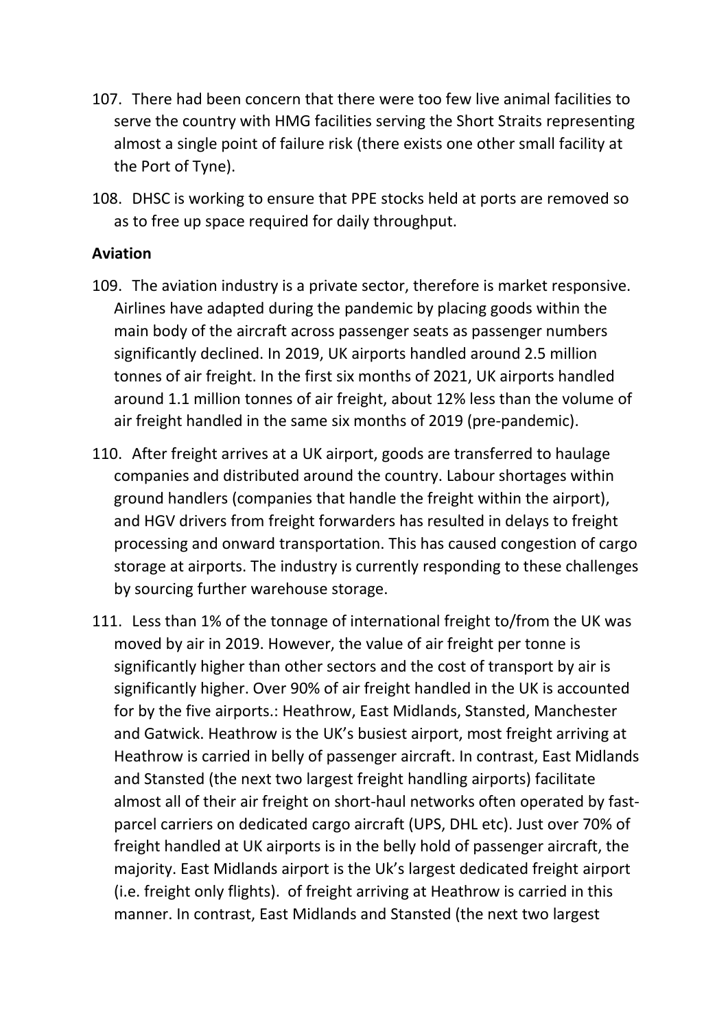107. There had been concern that there were too few live animal facilities to serve the country with HMG facilities serving the Short Straits representing almost a single point of failure risk (there exists one other small facility at the Port of Tyne).

108. DHSC is working to ensure that PPE stocks held at ports are removed so as to free up space required for daily throughput.

**Aviation**

109. The aviation industry is a private sector, therefore is market responsive. Airlines have adapted during the pandemic by placing goods within the main body of the aircraft across passenger seats as passenger numbers significantly declined. In 2019, UK airports handled around 2.5 million tonnes of air freight. In the first six months of 2021, UK airports handled around 1.1 million tonnes of air freight, about 12% less than the volume of air freight handled in the same six months of 2019 (pre-pandemic).

110. After freight arrives at a UK airport, goods are transferred to haulage companies and distributed around the country. Labour shortages within ground handlers (companies that handle the freight within the airport), and HGV drivers from freight forwarders has resulted in delays to freight processing and onward transportation. This has caused congestion of cargo storage at airports. The industry is currently responding to these challenges by sourcing further warehouse storage.

111. Less than 1% of the tonnage of international freight to/from the UK was moved by air in 2019. However, the value of air freight per tonne is significantly higher than other sectors and the cost of transport by air is significantly higher. Over 90% of air freight handled in the UK is accounted for by the five airports.: Heathrow, East Midlands, Stansted, Manchester and Gatwick. Heathrow is the UK's busiest airport, most freight arriving at Heathrow is carried in belly of passenger aircraft. In contrast, East Midlands and Stansted (the next two largest freight handling airports) facilitate almost all of their air freight on short-haul networks often operated by fast-parcel carriers on dedicated cargo aircraft (UPS, DHL etc). Just over 70% of freight handled at UK airports is in the belly hold of passenger aircraft, the majority. East Midlands airport is the Uk's largest dedicated freight airport (i.e. freight only flights). of freight arriving at Heathrow is carried in this manner. In contrast, East Midlands and Stansted (the next two largest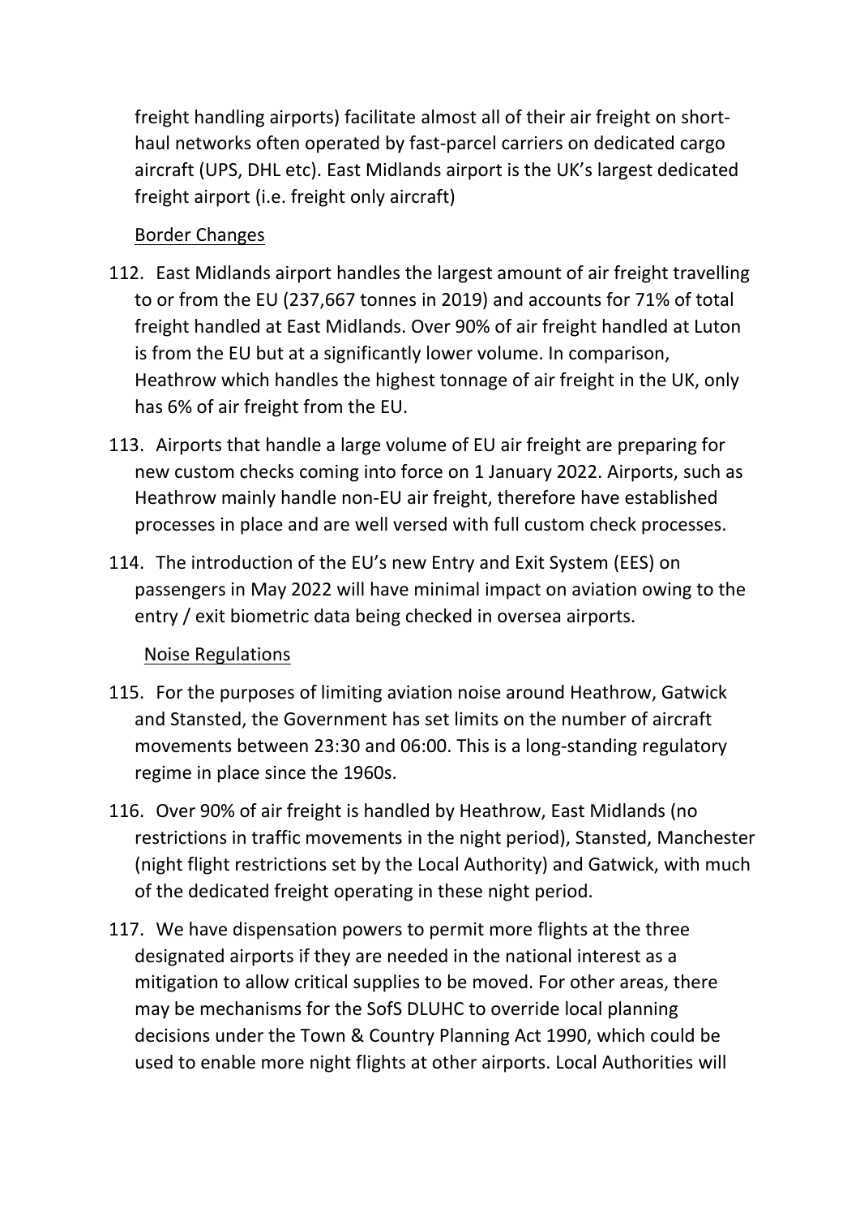freight handling airports) facilitate almost all of their air freight on short-haul networks often operated by fast-parcel carriers on dedicated cargo aircraft (UPS, DHL etc). East Midlands airport is the UK's largest dedicated freight airport (i.e. freight only aircraft)

<u>Border Changes</u>

112. East Midlands airport handles the largest amount of air freight travelling to or from the EU (237,667 tonnes in 2019) and accounts for 71% of total freight handled at East Midlands. Over 90% of air freight handled at Luton is from the EU but at a significantly lower volume. In comparison, Heathrow which handles the highest tonnage of air freight in the UK, only has 6% of air freight from the EU.

113. Airports that handle a large volume of EU air freight are preparing for new custom checks coming into force on 1 January 2022. Airports, such as Heathrow mainly handle non-EU air freight, therefore have established processes in place and are well versed with full custom check processes.

114. The introduction of the EU's new Entry and Exit System (EES) on passengers in May 2022 will have minimal impact on aviation owing to the entry / exit biometric data being checked in oversea airports.

<u>Noise Regulations</u>

115. For the purposes of limiting aviation noise around Heathrow, Gatwick and Stansted, the Government has set limits on the number of aircraft movements between 23:30 and 06:00. This is a long-standing regulatory regime in place since the 1960s.

116. Over 90% of air freight is handled by Heathrow, East Midlands (no restrictions in traffic movements in the night period), Stansted, Manchester (night flight restrictions set by the Local Authority) and Gatwick, with much of the dedicated freight operating in these night period.

117. We have dispensation powers to permit more flights at the three designated airports if they are needed in the national interest as a mitigation to allow critical supplies to be moved. For other areas, there may be mechanisms for the SofS DLUHC to override local planning decisions under the Town & Country Planning Act 1990, which could be used to enable more night flights at other airports. Local Authorities will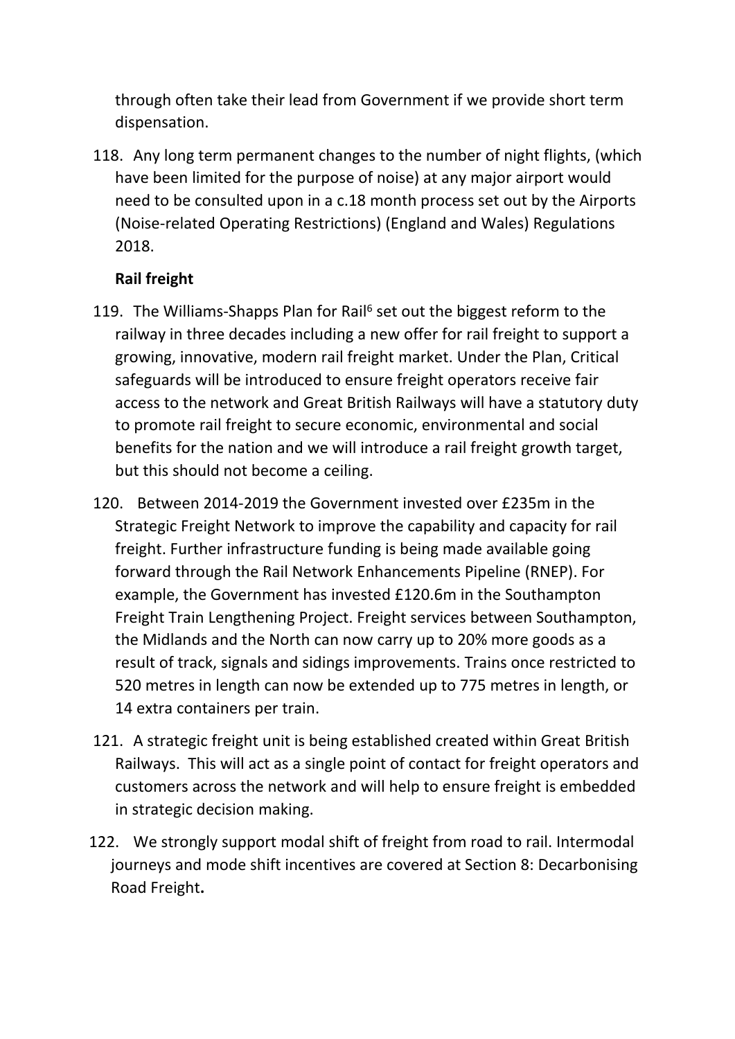through often take their lead from Government if we provide short term dispensation.

118. Any long term permanent changes to the number of night flights, (which have been limited for the purpose of noise) at any major airport would need to be consulted upon in a c.18 month process set out by the Airports (Noise-related Operating Restrictions) (England and Wales) Regulations 2018.

**Rail freight**

119. The Williams-Shapps Plan for Rail[6] set out the biggest reform to the railway in three decades including a new offer for rail freight to support a growing, innovative, modern rail freight market. Under the Plan, Critical safeguards will be introduced to ensure freight operators receive fair access to the network and Great British Railways will have a statutory duty to promote rail freight to secure economic, environmental and social benefits for the nation and we will introduce a rail freight growth target, but this should not become a ceiling.

120. Between 2014-2019 the Government invested over £235m in the Strategic Freight Network to improve the capability and capacity for rail freight. Further infrastructure funding is being made available going forward through the Rail Network Enhancements Pipeline (RNEP). For example, the Government has invested £120.6m in the Southampton Freight Train Lengthening Project. Freight services between Southampton, the Midlands and the North can now carry up to 20% more goods as a result of track, signals and sidings improvements. Trains once restricted to 520 metres in length can now be extended up to 775 metres in length, or 14 extra containers per train.

121. A strategic freight unit is being established created within Great British Railways. This will act as a single point of contact for freight operators and customers across the network and will help to ensure freight is embedded in strategic decision making.

122. We strongly support modal shift of freight from road to rail. Intermodal journeys and mode shift incentives are covered at Section 8: Decarbonising Road Freight**.**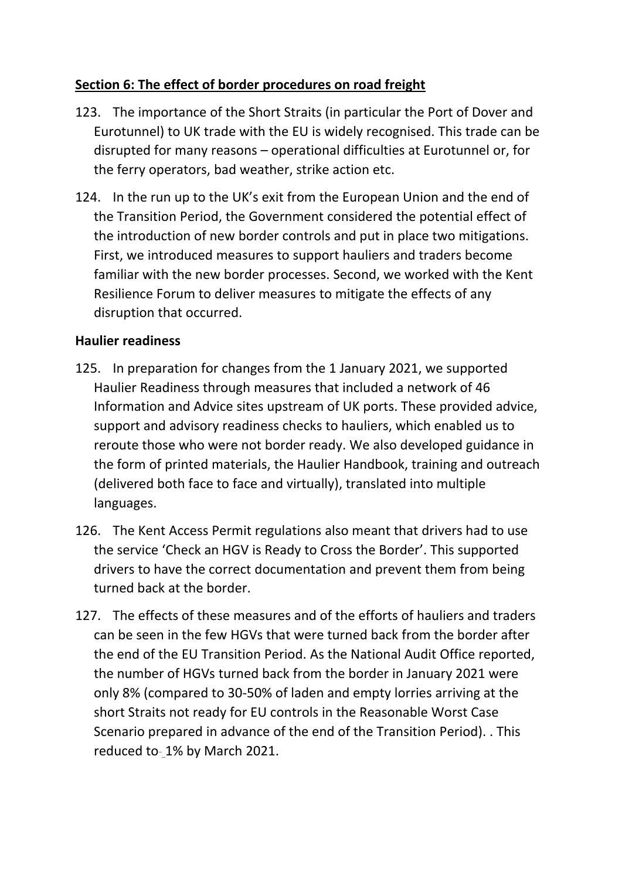## Section 6: The effect of border procedures on road freight

123. The importance of the Short Straits (in particular the Port of Dover and Eurotunnel) to UK trade with the EU is widely recognised. This trade can be disrupted for many reasons – operational difficulties at Eurotunnel or, for the ferry operators, bad weather, strike action etc.

124. In the run up to the UK's exit from the European Union and the end of the Transition Period, the Government considered the potential effect of the introduction of new border controls and put in place two mitigations. First, we introduced measures to support hauliers and traders become familiar with the new border processes. Second, we worked with the Kent Resilience Forum to deliver measures to mitigate the effects of any disruption that occurred.

### Haulier readiness

125. In preparation for changes from the 1 January 2021, we supported Haulier Readiness through measures that included a network of 46 Information and Advice sites upstream of UK ports. These provided advice, support and advisory readiness checks to hauliers, which enabled us to reroute those who were not border ready. We also developed guidance in the form of printed materials, the Haulier Handbook, training and outreach (delivered both face to face and virtually), translated into multiple languages.

126. The Kent Access Permit regulations also meant that drivers had to use the service 'Check an HGV is Ready to Cross the Border'. This supported drivers to have the correct documentation and prevent them from being turned back at the border.

127. The effects of these measures and of the efforts of hauliers and traders can be seen in the few HGVs that were turned back from the border after the end of the EU Transition Period. As the National Audit Office reported, the number of HGVs turned back from the border in January 2021 were only 8% (compared to 30-50% of laden and empty lorries arriving at the short Straits not ready for EU controls in the Reasonable Worst Case Scenario prepared in advance of the end of the Transition Period). . This reduced to 1% by March 2021.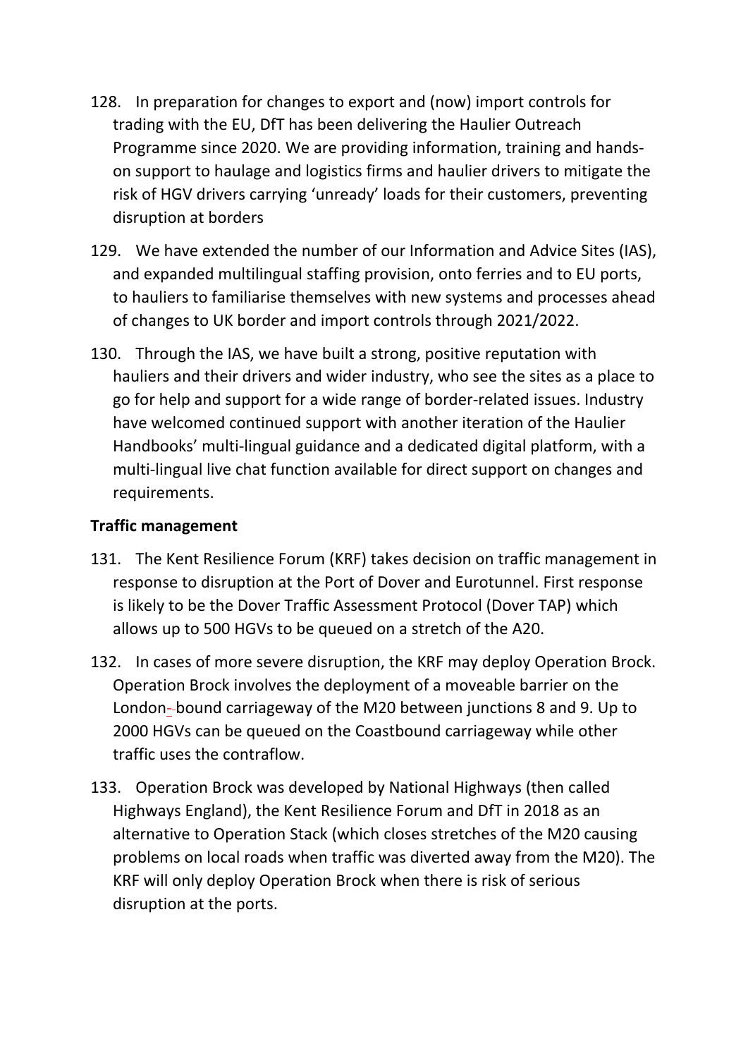128. In preparation for changes to export and (now) import controls for trading with the EU, DfT has been delivering the Haulier Outreach Programme since 2020. We are providing information, training and hands-on support to haulage and logistics firms and haulier drivers to mitigate the risk of HGV drivers carrying 'unready' loads for their customers, preventing disruption at borders

129. We have extended the number of our Information and Advice Sites (IAS), and expanded multilingual staffing provision, onto ferries and to EU ports, to hauliers to familiarise themselves with new systems and processes ahead of changes to UK border and import controls through 2021/2022.

130. Through the IAS, we have built a strong, positive reputation with hauliers and their drivers and wider industry, who see the sites as a place to go for help and support for a wide range of border-related issues. Industry have welcomed continued support with another iteration of the Haulier Handbooks' multi-lingual guidance and a dedicated digital platform, with a multi-lingual live chat function available for direct support on changes and requirements.

**Traffic management**

131. The Kent Resilience Forum (KRF) takes decision on traffic management in response to disruption at the Port of Dover and Eurotunnel. First response is likely to be the Dover Traffic Assessment Protocol (Dover TAP) which allows up to 500 HGVs to be queued on a stretch of the A20.

132. In cases of more severe disruption, the KRF may deploy Operation Brock. Operation Brock involves the deployment of a moveable barrier on the London-bound carriageway of the M20 between junctions 8 and 9. Up to 2000 HGVs can be queued on the Coastbound carriageway while other traffic uses the contraflow.

133. Operation Brock was developed by National Highways (then called Highways England), the Kent Resilience Forum and DfT in 2018 as an alternative to Operation Stack (which closes stretches of the M20 causing problems on local roads when traffic was diverted away from the M20). The KRF will only deploy Operation Brock when there is risk of serious disruption at the ports.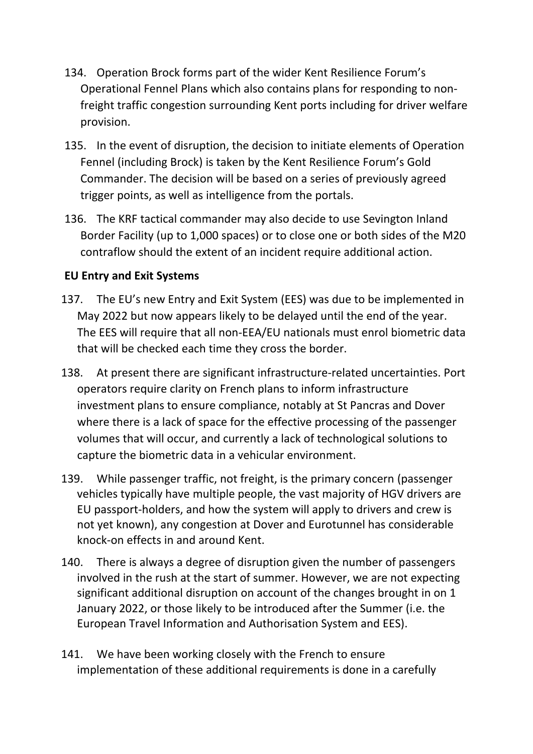134. Operation Brock forms part of the wider Kent Resilience Forum's Operational Fennel Plans which also contains plans for responding to non-freight traffic congestion surrounding Kent ports including for driver welfare provision.

135. In the event of disruption, the decision to initiate elements of Operation Fennel (including Brock) is taken by the Kent Resilience Forum's Gold Commander. The decision will be based on a series of previously agreed trigger points, as well as intelligence from the portals.

136. The KRF tactical commander may also decide to use Sevington Inland Border Facility (up to 1,000 spaces) or to close one or both sides of the M20 contraflow should the extent of an incident require additional action.

**EU Entry and Exit Systems**

137. The EU's new Entry and Exit System (EES) was due to be implemented in May 2022 but now appears likely to be delayed until the end of the year. The EES will require that all non-EEA/EU nationals must enrol biometric data that will be checked each time they cross the border.

138. At present there are significant infrastructure-related uncertainties. Port operators require clarity on French plans to inform infrastructure investment plans to ensure compliance, notably at St Pancras and Dover where there is a lack of space for the effective processing of the passenger volumes that will occur, and currently a lack of technological solutions to capture the biometric data in a vehicular environment.

139. While passenger traffic, not freight, is the primary concern (passenger vehicles typically have multiple people, the vast majority of HGV drivers are EU passport-holders, and how the system will apply to drivers and crew is not yet known), any congestion at Dover and Eurotunnel has considerable knock-on effects in and around Kent.

140. There is always a degree of disruption given the number of passengers involved in the rush at the start of summer. However, we are not expecting significant additional disruption on account of the changes brought in on 1 January 2022, or those likely to be introduced after the Summer (i.e. the European Travel Information and Authorisation System and EES).

141. We have been working closely with the French to ensure implementation of these additional requirements is done in a carefully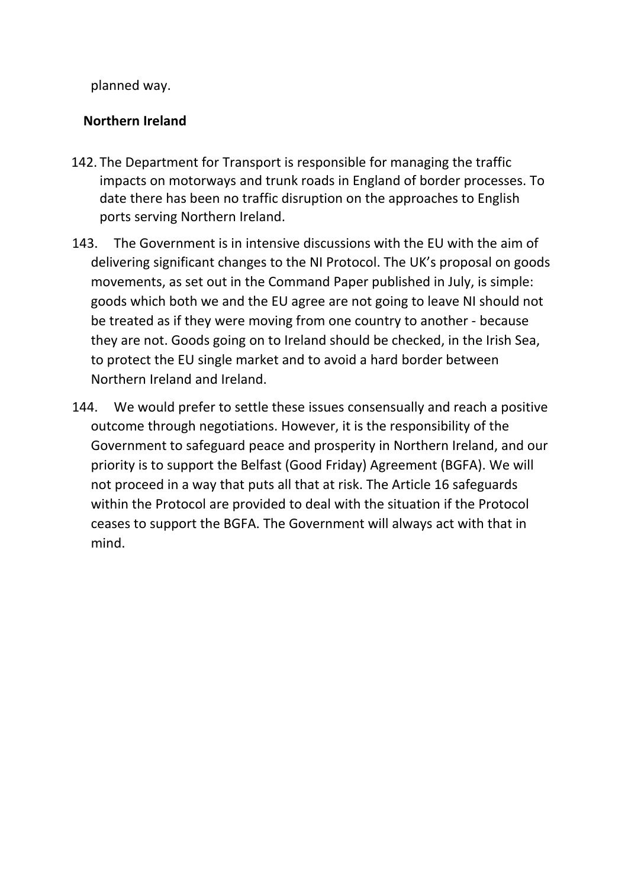planned way.

**Northern Ireland**

142. The Department for Transport is responsible for managing the traffic impacts on motorways and trunk roads in England of border processes. To date there has been no traffic disruption on the approaches to English ports serving Northern Ireland.

143. The Government is in intensive discussions with the EU with the aim of delivering significant changes to the NI Protocol. The UK's proposal on goods movements, as set out in the Command Paper published in July, is simple: goods which both we and the EU agree are not going to leave NI should not be treated as if they were moving from one country to another - because they are not. Goods going on to Ireland should be checked, in the Irish Sea, to protect the EU single market and to avoid a hard border between Northern Ireland and Ireland.

144. We would prefer to settle these issues consensually and reach a positive outcome through negotiations. However, it is the responsibility of the Government to safeguard peace and prosperity in Northern Ireland, and our priority is to support the Belfast (Good Friday) Agreement (BGFA). We will not proceed in a way that puts all that at risk. The Article 16 safeguards within the Protocol are provided to deal with the situation if the Protocol ceases to support the BGFA. The Government will always act with that in mind.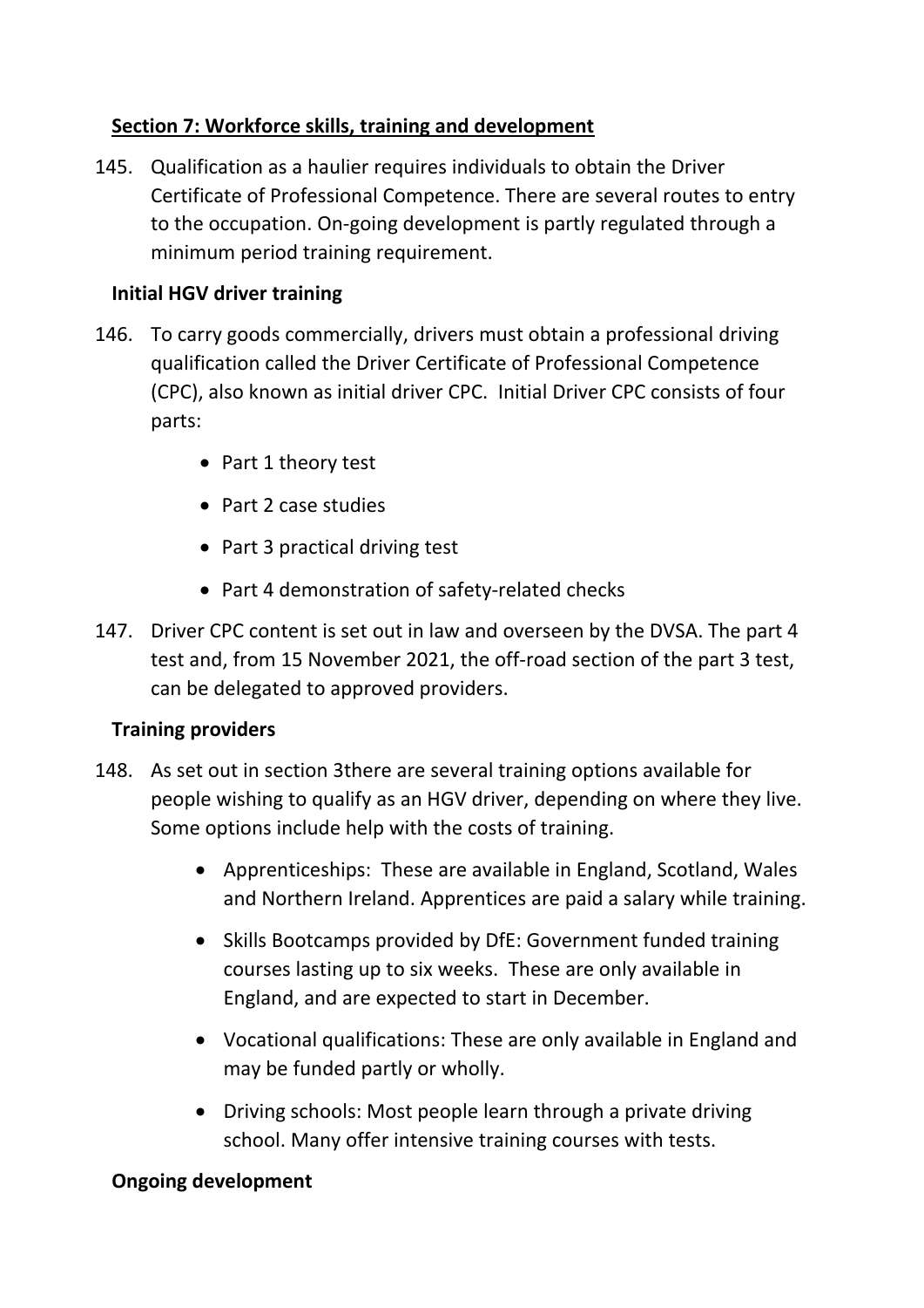## Section 7: Workforce skills, training and development

145. Qualification as a haulier requires individuals to obtain the Driver Certificate of Professional Competence. There are several routes to entry to the occupation. On-going development is partly regulated through a minimum period training requirement.

### Initial HGV driver training

146. To carry goods commercially, drivers must obtain a professional driving qualification called the Driver Certificate of Professional Competence (CPC), also known as initial driver CPC. Initial Driver CPC consists of four parts:

    - Part 1 theory test
    - Part 2 case studies
    - Part 3 practical driving test
    - Part 4 demonstration of safety-related checks

147. Driver CPC content is set out in law and overseen by the DVSA. The part 4 test and, from 15 November 2021, the off-road section of the part 3 test, can be delegated to approved providers.

### Training providers

148. As set out in section 3there are several training options available for people wishing to qualify as an HGV driver, depending on where they live. Some options include help with the costs of training.

    - Apprenticeships: These are available in England, Scotland, Wales and Northern Ireland. Apprentices are paid a salary while training.
    - Skills Bootcamps provided by DfE: Government funded training courses lasting up to six weeks. These are only available in England, and are expected to start in December.
    - Vocational qualifications: These are only available in England and may be funded partly or wholly.
    - Driving schools: Most people learn through a private driving school. Many offer intensive training courses with tests.

### Ongoing development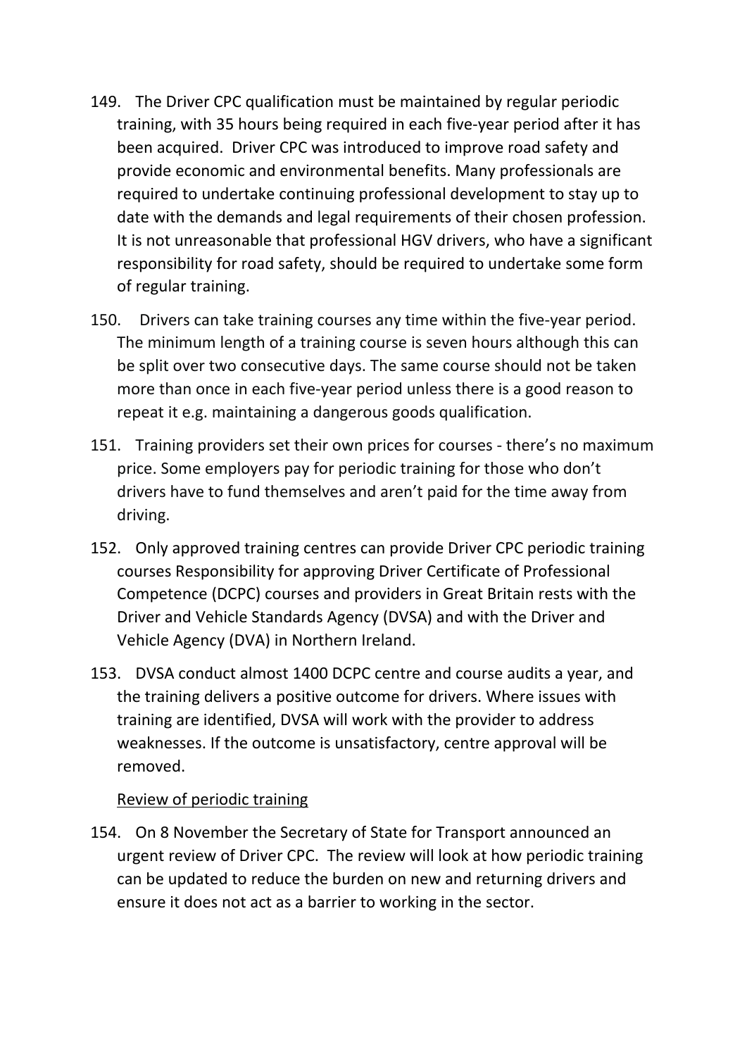149. The Driver CPC qualification must be maintained by regular periodic training, with 35 hours being required in each five-year period after it has been acquired. Driver CPC was introduced to improve road safety and provide economic and environmental benefits. Many professionals are required to undertake continuing professional development to stay up to date with the demands and legal requirements of their chosen profession. It is not unreasonable that professional HGV drivers, who have a significant responsibility for road safety, should be required to undertake some form of regular training.

150. Drivers can take training courses any time within the five-year period. The minimum length of a training course is seven hours although this can be split over two consecutive days. The same course should not be taken more than once in each five-year period unless there is a good reason to repeat it e.g. maintaining a dangerous goods qualification.

151. Training providers set their own prices for courses - there's no maximum price. Some employers pay for periodic training for those who don't drivers have to fund themselves and aren't paid for the time away from driving.

152. Only approved training centres can provide Driver CPC periodic training courses Responsibility for approving Driver Certificate of Professional Competence (DCPC) courses and providers in Great Britain rests with the Driver and Vehicle Standards Agency (DVSA) and with the Driver and Vehicle Agency (DVA) in Northern Ireland.

153. DVSA conduct almost 1400 DCPC centre and course audits a year, and the training delivers a positive outcome for drivers. Where issues with training are identified, DVSA will work with the provider to address weaknesses. If the outcome is unsatisfactory, centre approval will be removed.

<u>Review of periodic training</u>

154. On 8 November the Secretary of State for Transport announced an urgent review of Driver CPC. The review will look at how periodic training can be updated to reduce the burden on new and returning drivers and ensure it does not act as a barrier to working in the sector.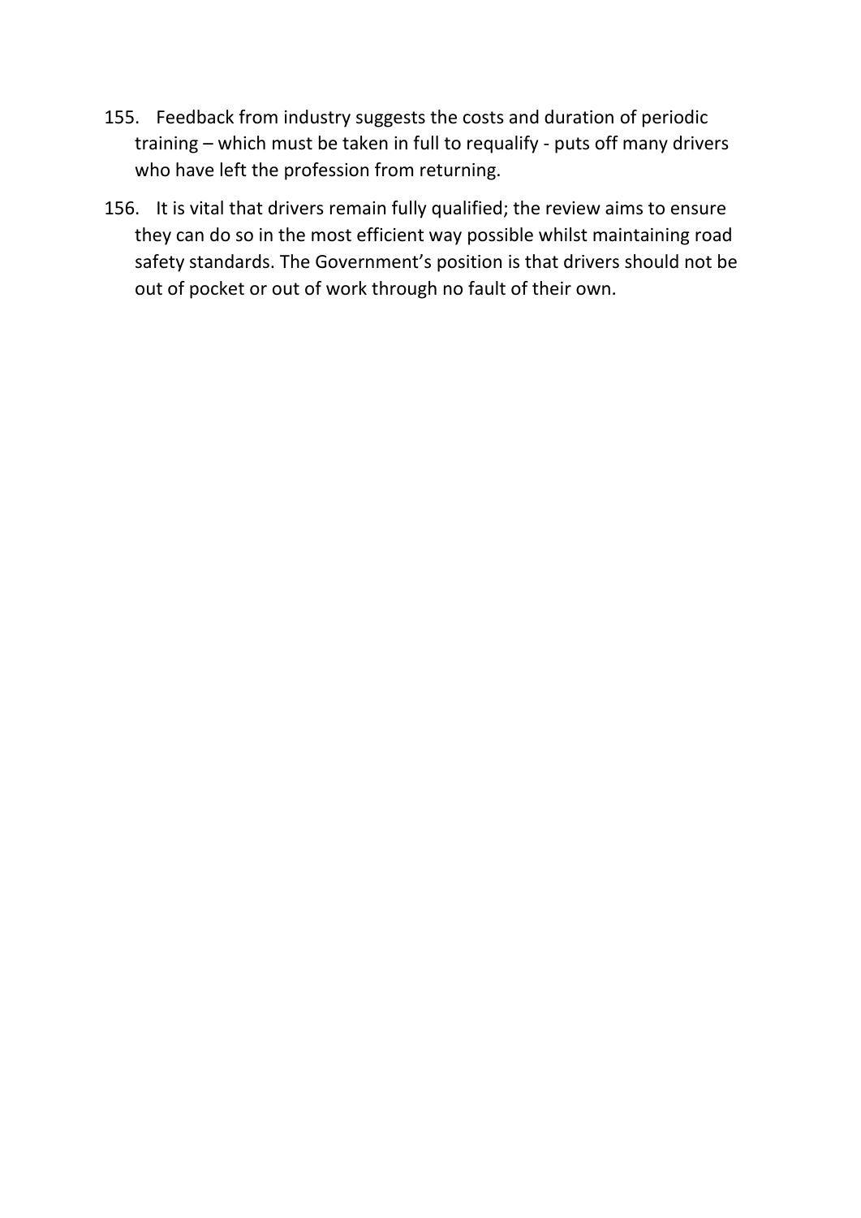155. Feedback from industry suggests the costs and duration of periodic training – which must be taken in full to requalify - puts off many drivers who have left the profession from returning.

156. It is vital that drivers remain fully qualified; the review aims to ensure they can do so in the most efficient way possible whilst maintaining road safety standards. The Government's position is that drivers should not be out of pocket or out of work through no fault of their own.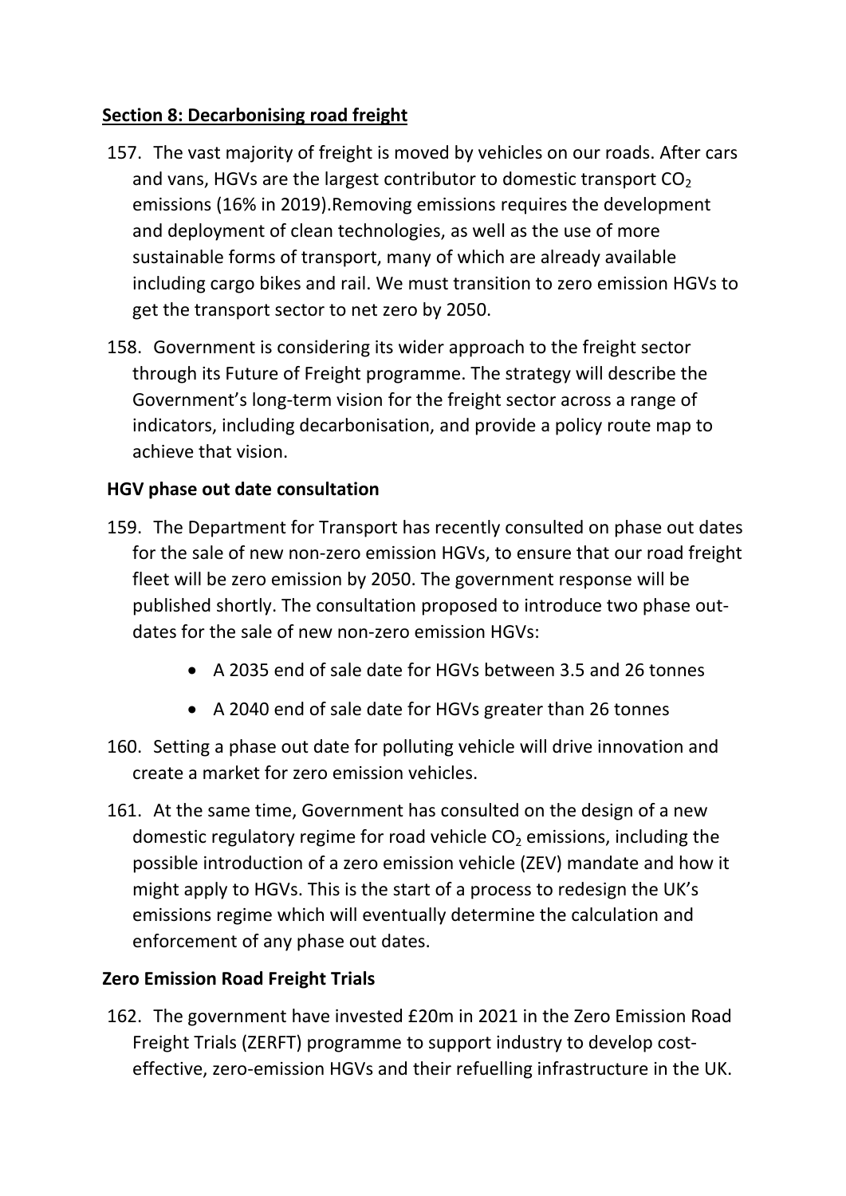## Section 8: Decarbonising road freight

157. The vast majority of freight is moved by vehicles on our roads. After cars and vans, HGVs are the largest contributor to domestic transport $CO_2$ emissions (16% in 2019).Removing emissions requires the development and deployment of clean technologies, as well as the use of more sustainable forms of transport, many of which are already available including cargo bikes and rail. We must transition to zero emission HGVs to get the transport sector to net zero by 2050.

158. Government is considering its wider approach to the freight sector through its Future of Freight programme. The strategy will describe the Government's long-term vision for the freight sector across a range of indicators, including decarbonisation, and provide a policy route map to achieve that vision.

### HGV phase out date consultation

159. The Department for Transport has recently consulted on phase out dates for the sale of new non-zero emission HGVs, to ensure that our road freight fleet will be zero emission by 2050. The government response will be published shortly. The consultation proposed to introduce two phase out-dates for the sale of new non-zero emission HGVs:

    - A 2035 end of sale date for HGVs between 3.5 and 26 tonnes
    - A 2040 end of sale date for HGVs greater than 26 tonnes

160. Setting a phase out date for polluting vehicle will drive innovation and create a market for zero emission vehicles.

161. At the same time, Government has consulted on the design of a new domestic regulatory regime for road vehicle $CO_2$ emissions, including the possible introduction of a zero emission vehicle (ZEV) mandate and how it might apply to HGVs. This is the start of a process to redesign the UK's emissions regime which will eventually determine the calculation and enforcement of any phase out dates.

### Zero Emission Road Freight Trials

162. The government have invested £20m in 2021 in the Zero Emission Road Freight Trials (ZERFT) programme to support industry to develop cost-effective, zero-emission HGVs and their refuelling infrastructure in the UK.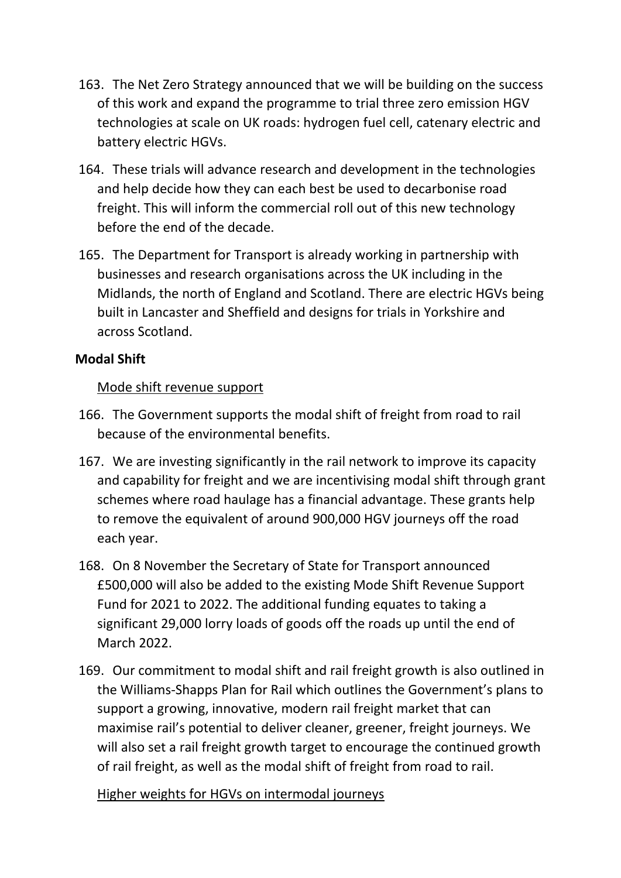163. The Net Zero Strategy announced that we will be building on the success of this work and expand the programme to trial three zero emission HGV technologies at scale on UK roads: hydrogen fuel cell, catenary electric and battery electric HGVs.

164. These trials will advance research and development in the technologies and help decide how they can each best be used to decarbonise road freight. This will inform the commercial roll out of this new technology before the end of the decade.

165. The Department for Transport is already working in partnership with businesses and research organisations across the UK including in the Midlands, the north of England and Scotland. There are electric HGVs being built in Lancaster and Sheffield and designs for trials in Yorkshire and across Scotland.

**Modal Shift**

<u>Mode shift revenue support</u>

166. The Government supports the modal shift of freight from road to rail because of the environmental benefits.

167. We are investing significantly in the rail network to improve its capacity and capability for freight and we are incentivising modal shift through grant schemes where road haulage has a financial advantage. These grants help to remove the equivalent of around 900,000 HGV journeys off the road each year.

168. On 8 November the Secretary of State for Transport announced £500,000 will also be added to the existing Mode Shift Revenue Support Fund for 2021 to 2022. The additional funding equates to taking a significant 29,000 lorry loads of goods off the roads up until the end of March 2022.

169. Our commitment to modal shift and rail freight growth is also outlined in the Williams-Shapps Plan for Rail which outlines the Government's plans to support a growing, innovative, modern rail freight market that can maximise rail's potential to deliver cleaner, greener, freight journeys. We will also set a rail freight growth target to encourage the continued growth of rail freight, as well as the modal shift of freight from road to rail.

<u>Higher weights for HGVs on intermodal journeys</u>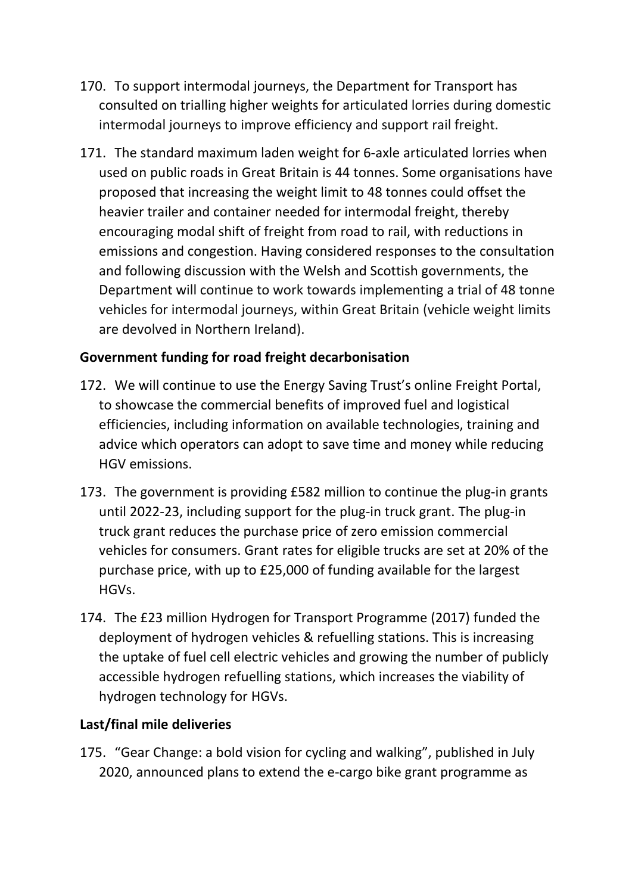170. To support intermodal journeys, the Department for Transport has consulted on trialling higher weights for articulated lorries during domestic intermodal journeys to improve efficiency and support rail freight.

171. The standard maximum laden weight for 6-axle articulated lorries when used on public roads in Great Britain is 44 tonnes. Some organisations have proposed that increasing the weight limit to 48 tonnes could offset the heavier trailer and container needed for intermodal freight, thereby encouraging modal shift of freight from road to rail, with reductions in emissions and congestion. Having considered responses to the consultation and following discussion with the Welsh and Scottish governments, the Department will continue to work towards implementing a trial of 48 tonne vehicles for intermodal journeys, within Great Britain (vehicle weight limits are devolved in Northern Ireland).

**Government funding for road freight decarbonisation**

172. We will continue to use the Energy Saving Trust's online Freight Portal, to showcase the commercial benefits of improved fuel and logistical efficiencies, including information on available technologies, training and advice which operators can adopt to save time and money while reducing HGV emissions.

173. The government is providing £582 million to continue the plug-in grants until 2022-23, including support for the plug-in truck grant. The plug-in truck grant reduces the purchase price of zero emission commercial vehicles for consumers. Grant rates for eligible trucks are set at 20% of the purchase price, with up to £25,000 of funding available for the largest HGVs.

174. The £23 million Hydrogen for Transport Programme (2017) funded the deployment of hydrogen vehicles & refuelling stations. This is increasing the uptake of fuel cell electric vehicles and growing the number of publicly accessible hydrogen refuelling stations, which increases the viability of hydrogen technology for HGVs.

**Last/final mile deliveries**

175. "Gear Change: a bold vision for cycling and walking", published in July 2020, announced plans to extend the e-cargo bike grant programme as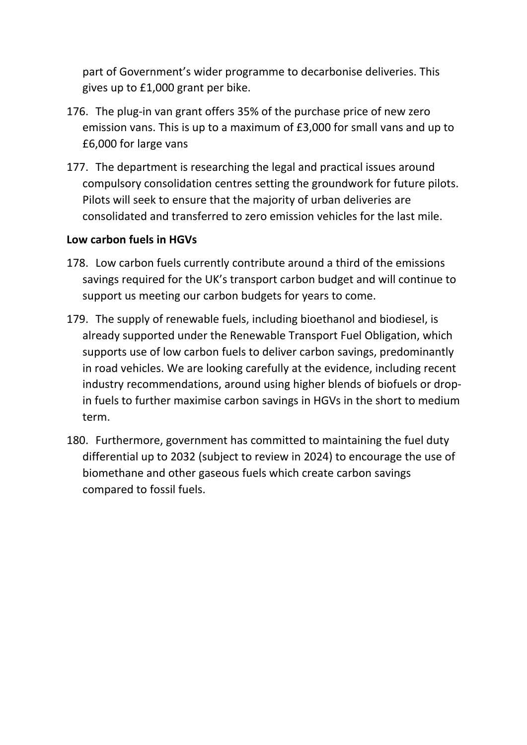part of Government's wider programme to decarbonise deliveries. This gives up to £1,000 grant per bike.

176. The plug-in van grant offers 35% of the purchase price of new zero emission vans. This is up to a maximum of £3,000 for small vans and up to £6,000 for large vans

177. The department is researching the legal and practical issues around compulsory consolidation centres setting the groundwork for future pilots. Pilots will seek to ensure that the majority of urban deliveries are consolidated and transferred to zero emission vehicles for the last mile.

**Low carbon fuels in HGVs**

178. Low carbon fuels currently contribute around a third of the emissions savings required for the UK's transport carbon budget and will continue to support us meeting our carbon budgets for years to come.

179. The supply of renewable fuels, including bioethanol and biodiesel, is already supported under the Renewable Transport Fuel Obligation, which supports use of low carbon fuels to deliver carbon savings, predominantly in road vehicles. We are looking carefully at the evidence, including recent industry recommendations, around using higher blends of biofuels or drop-in fuels to further maximise carbon savings in HGVs in the short to medium term.

180. Furthermore, government has committed to maintaining the fuel duty differential up to 2032 (subject to review in 2024) to encourage the use of biomethane and other gaseous fuels which create carbon savings compared to fossil fuels.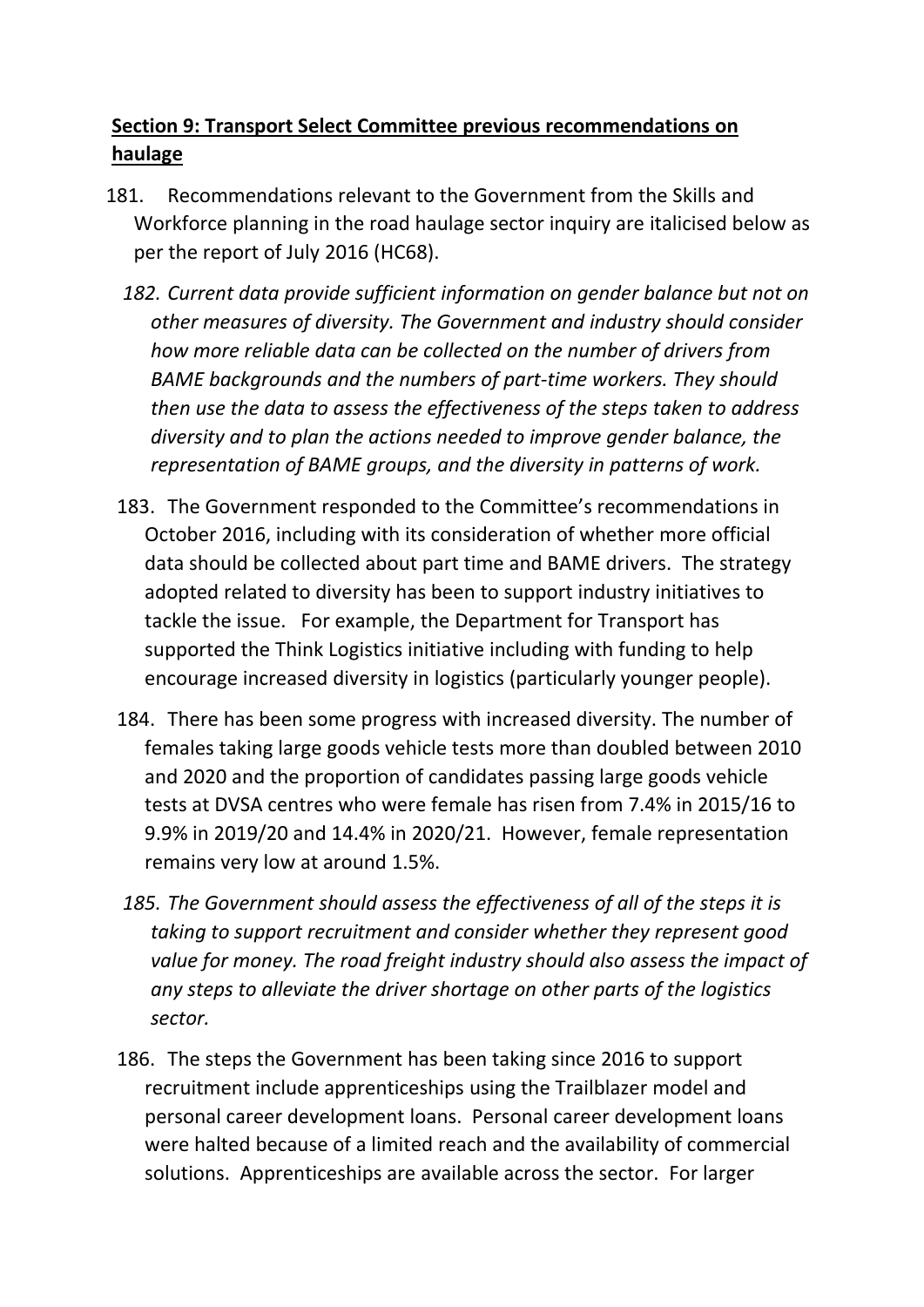## **Section 9: Transport Select Committee previous recommendations on haulage**

181. Recommendations relevant to the Government from the Skills and Workforce planning in the road haulage sector inquiry are italicised below as per the report of July 2016 (HC68).

*182. Current data provide sufficient information on gender balance but not on other measures of diversity. The Government and industry should consider how more reliable data can be collected on the number of drivers from BAME backgrounds and the numbers of part-time workers. They should then use the data to assess the effectiveness of the steps taken to address diversity and to plan the actions needed to improve gender balance, the representation of BAME groups, and the diversity in patterns of work.*

183. The Government responded to the Committee's recommendations in October 2016, including with its consideration of whether more official data should be collected about part time and BAME drivers. The strategy adopted related to diversity has been to support industry initiatives to tackle the issue. For example, the Department for Transport has supported the Think Logistics initiative including with funding to help encourage increased diversity in logistics (particularly younger people).

184. There has been some progress with increased diversity. The number of females taking large goods vehicle tests more than doubled between 2010 and 2020 and the proportion of candidates passing large goods vehicle tests at DVSA centres who were female has risen from 7.4% in 2015/16 to 9.9% in 2019/20 and 14.4% in 2020/21. However, female representation remains very low at around 1.5%.

*185. The Government should assess the effectiveness of all of the steps it is taking to support recruitment and consider whether they represent good value for money. The road freight industry should also assess the impact of any steps to alleviate the driver shortage on other parts of the logistics sector.*

186. The steps the Government has been taking since 2016 to support recruitment include apprenticeships using the Trailblazer model and personal career development loans. Personal career development loans were halted because of a limited reach and the availability of commercial solutions. Apprenticeships are available across the sector. For larger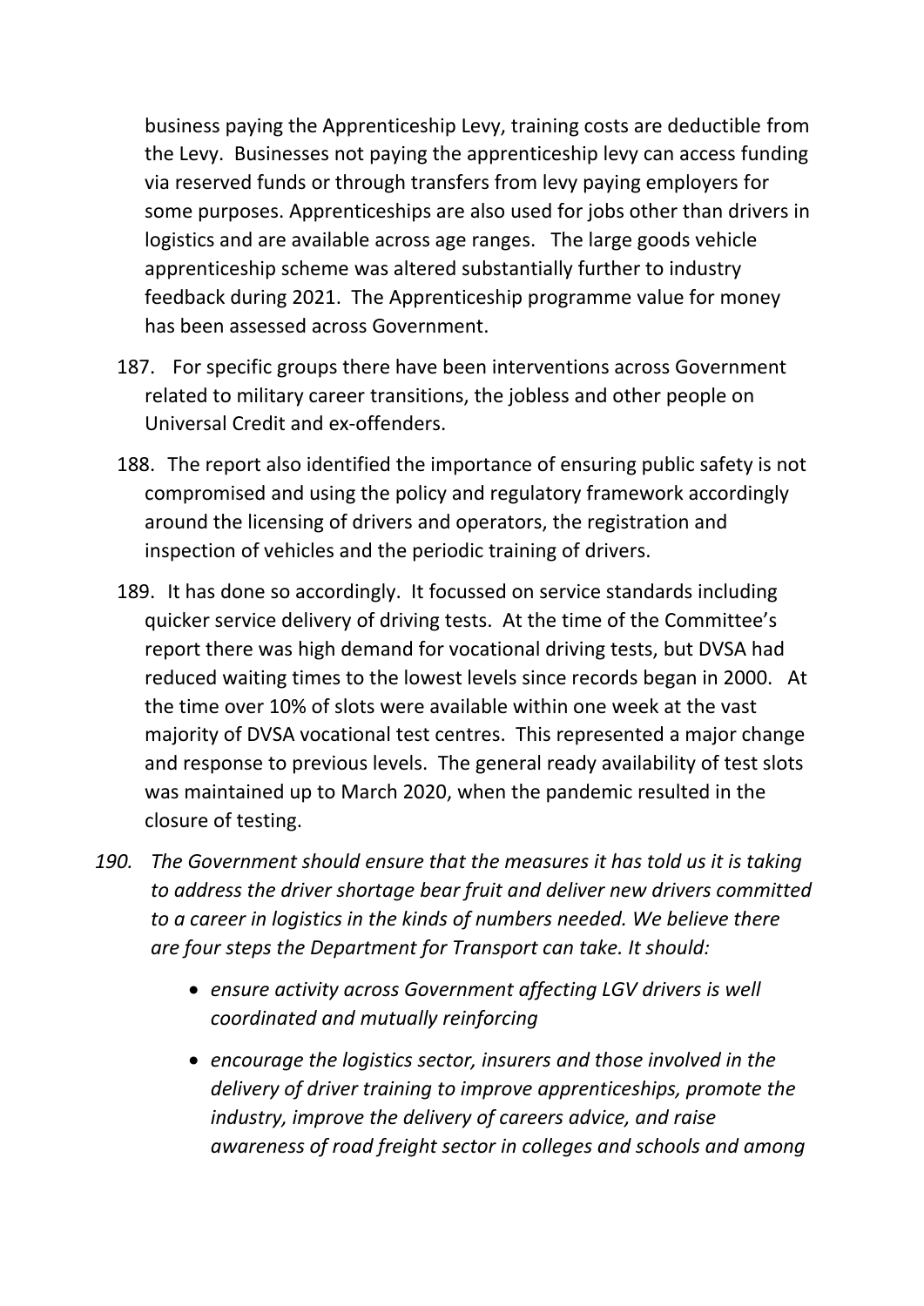business paying the Apprenticeship Levy, training costs are deductible from the Levy. Businesses not paying the apprenticeship levy can access funding via reserved funds or through transfers from levy paying employers for some purposes. Apprenticeships are also used for jobs other than drivers in logistics and are available across age ranges. The large goods vehicle apprenticeship scheme was altered substantially further to industry feedback during 2021. The Apprenticeship programme value for money has been assessed across Government.

187. For specific groups there have been interventions across Government related to military career transitions, the jobless and other people on Universal Credit and ex-offenders.

188. The report also identified the importance of ensuring public safety is not compromised and using the policy and regulatory framework accordingly around the licensing of drivers and operators, the registration and inspection of vehicles and the periodic training of drivers.

189. It has done so accordingly. It focussed on service standards including quicker service delivery of driving tests. At the time of the Committee's report there was high demand for vocational driving tests, but DVSA had reduced waiting times to the lowest levels since records began in 2000. At the time over 10% of slots were available within one week at the vast majority of DVSA vocational test centres. This represented a major change and response to previous levels. The general ready availability of test slots was maintained up to March 2020, when the pandemic resulted in the closure of testing.

*190. The Government should ensure that the measures it has told us it is taking to address the driver shortage bear fruit and deliver new drivers committed to a career in logistics in the kinds of numbers needed. We believe there are four steps the Department for Transport can take. It should:*

- *ensure activity across Government affecting LGV drivers is well coordinated and mutually reinforcing*
- *encourage the logistics sector, insurers and those involved in the delivery of driver training to improve apprenticeships, promote the industry, improve the delivery of careers advice, and raise awareness of road freight sector in colleges and schools and among*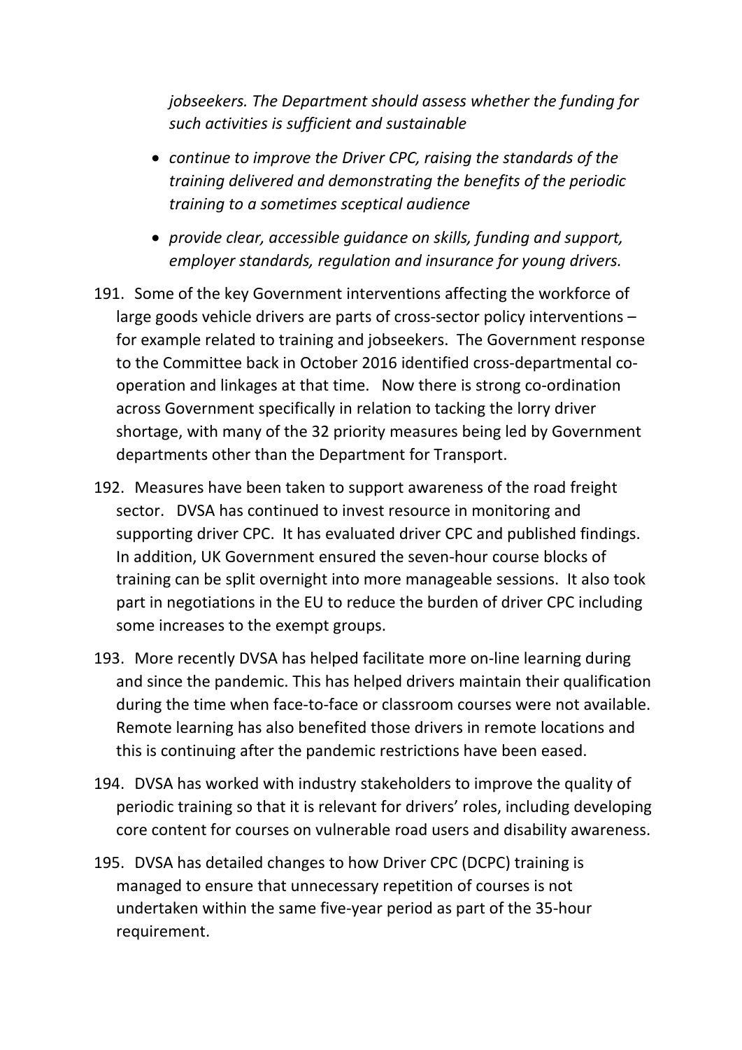*jobseekers. The Department should assess whether the funding for such activities is sufficient and sustainable*

- *continue to improve the Driver CPC, raising the standards of the training delivered and demonstrating the benefits of the periodic training to a sometimes sceptical audience*
- *provide clear, accessible guidance on skills, funding and support, employer standards, regulation and insurance for young drivers.*

191. Some of the key Government interventions affecting the workforce of large goods vehicle drivers are parts of cross-sector policy interventions – for example related to training and jobseekers. The Government response to the Committee back in October 2016 identified cross-departmental co-operation and linkages at that time. Now there is strong co-ordination across Government specifically in relation to tacking the lorry driver shortage, with many of the 32 priority measures being led by Government departments other than the Department for Transport.

192. Measures have been taken to support awareness of the road freight sector. DVSA has continued to invest resource in monitoring and supporting driver CPC. It has evaluated driver CPC and published findings. In addition, UK Government ensured the seven-hour course blocks of training can be split overnight into more manageable sessions. It also took part in negotiations in the EU to reduce the burden of driver CPC including some increases to the exempt groups.

193. More recently DVSA has helped facilitate more on-line learning during and since the pandemic. This has helped drivers maintain their qualification during the time when face-to-face or classroom courses were not available. Remote learning has also benefited those drivers in remote locations and this is continuing after the pandemic restrictions have been eased.

194. DVSA has worked with industry stakeholders to improve the quality of periodic training so that it is relevant for drivers' roles, including developing core content for courses on vulnerable road users and disability awareness.

195. DVSA has detailed changes to how Driver CPC (DCPC) training is managed to ensure that unnecessary repetition of courses is not undertaken within the same five-year period as part of the 35-hour requirement.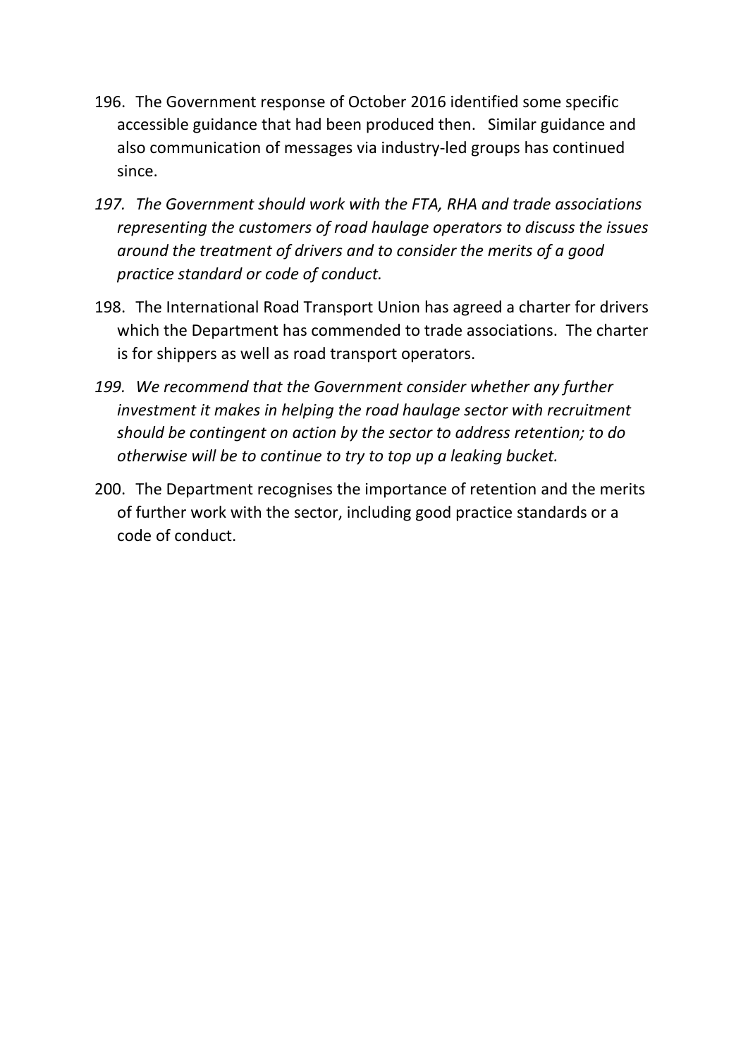196. The Government response of October 2016 identified some specific accessible guidance that had been produced then. Similar guidance and also communication of messages via industry-led groups has continued since.

*197. The Government should work with the FTA, RHA and trade associations representing the customers of road haulage operators to discuss the issues around the treatment of drivers and to consider the merits of a good practice standard or code of conduct.*

198. The International Road Transport Union has agreed a charter for drivers which the Department has commended to trade associations. The charter is for shippers as well as road transport operators.

*199. We recommend that the Government consider whether any further investment it makes in helping the road haulage sector with recruitment should be contingent on action by the sector to address retention; to do otherwise will be to continue to try to top up a leaking bucket.*

200. The Department recognises the importance of retention and the merits of further work with the sector, including good practice standards or a code of conduct.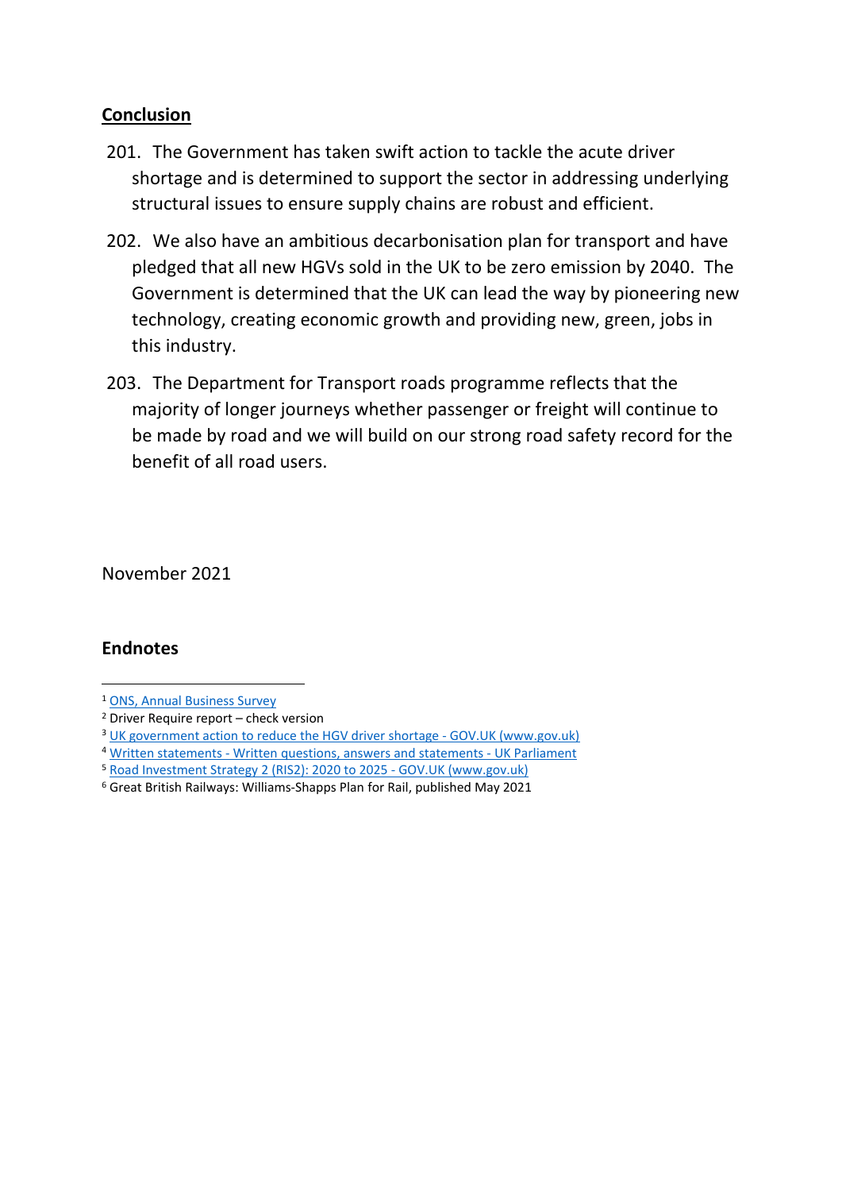## Conclusion

201. The Government has taken swift action to tackle the acute driver shortage and is determined to support the sector in addressing underlying structural issues to ensure supply chains are robust and efficient.

202. We also have an ambitious decarbonisation plan for transport and have pledged that all new HGVs sold in the UK to be zero emission by 2040. The Government is determined that the UK can lead the way by pioneering new technology, creating economic growth and providing new, green, jobs in this industry.

203. The Department for Transport roads programme reflects that the majority of longer journeys whether passenger or freight will continue to be made by road and we will build on our strong road safety record for the benefit of all road users.

November 2021

### Endnotes

[1] ONS, Annual Business Survey

[2] Driver Require report – check version

[3] UK government action to reduce the HGV driver shortage - GOV.UK (www.gov.uk)

[4] Written statements - Written questions, answers and statements - UK Parliament

[5] Road Investment Strategy 2 (RIS2): 2020 to 2025 - GOV.UK (www.gov.uk)

[6] Great British Railways: Williams-Shapps Plan for Rail, published May 2021